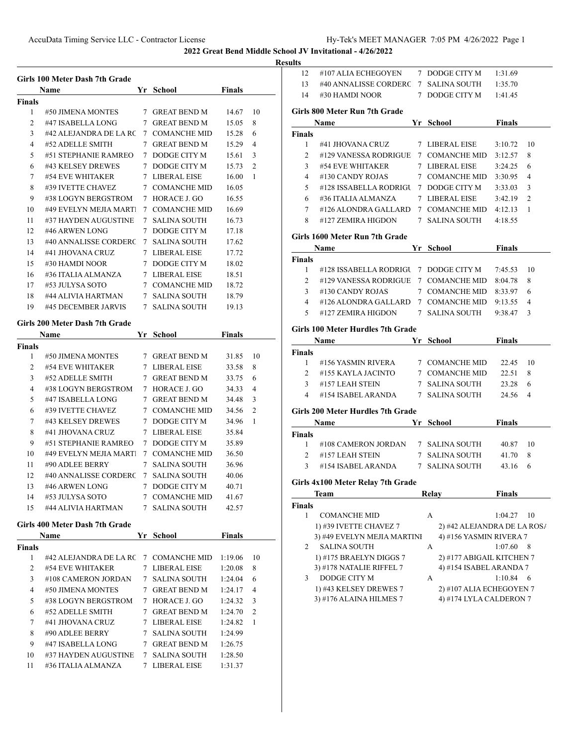## 2022 Great Bend Middle School JV Invitational - 4/26/2022

### Results

**Girls 100 Meter Dash 7th Grade**

| | Name | Yr | School | Finals | |
|---|---|---|---|---|---|
| **Finals** | | | | | |
| 1 | #50 JIMENA MONTES | 7 | GREAT BEND M | 14.67 | 10 |
| 2 | #47 ISABELLA LONG | 7 | GREAT BEND M | 15.05 | 8 |
| 3 | #42 ALEJANDRA DE LA RC | 7 | COMANCHE MID | 15.28 | 6 |
| 4 | #52 ADELLE SMITH | 7 | GREAT BEND M | 15.29 | 4 |
| 5 | #51 STEPHANIE RAMREO | 7 | DODGE CITY M | 15.61 | 3 |
| 6 | #43 KELSEY DREWES | 7 | DODGE CITY M | 15.73 | 2 |
| 7 | #54 EVE WHITAKER | 7 | LIBERAL EISE | 16.00 | 1 |
| 8 | #39 IVETTE CHAVEZ | 7 | COMANCHE MID | 16.05 | |
| 9 | #38 LOGYN BERGSTROM | 7 | HORACE J. GO | 16.55 | |
| 10 | #49 EVELYN MEJIA MARTI | 7 | COMANCHE MID | 16.69 | |
| 11 | #37 HAYDEN AUGUSTINE | 7 | SALINA SOUTH | 16.73 | |
| 12 | #46 ARWEN LONG | 7 | DODGE CITY M | 17.18 | |
| 13 | #40 ANNALISSE CORDERC | 7 | SALINA SOUTH | 17.62 | |
| 14 | #41 JHOVANA CRUZ | 7 | LIBERAL EISE | 17.72 | |
| 15 | #30 HAMDI NOOR | 7 | DODGE CITY M | 18.02 | |
| 16 | #36 ITALIA ALMANZA | 7 | LIBERAL EISE | 18.51 | |
| 17 | #53 JULYSA SOTO | 7 | COMANCHE MID | 18.72 | |
| 18 | #44 ALIVIA HARTMAN | 7 | SALINA SOUTH | 18.79 | |
| 19 | #45 DECEMBER JARVIS | 7 | SALINA SOUTH | 19.13 | |

**Girls 200 Meter Dash 7th Grade**

| | Name | Yr | School | Finals | |
|---|---|---|---|---|---|
| **Finals** | | | | | |
| 1 | #50 JIMENA MONTES | 7 | GREAT BEND M | 31.85 | 10 |
| 2 | #54 EVE WHITAKER | 7 | LIBERAL EISE | 33.58 | 8 |
| 3 | #52 ADELLE SMITH | 7 | GREAT BEND M | 33.75 | 6 |
| 4 | #38 LOGYN BERGSTROM | 7 | HORACE J. GO | 34.33 | 4 |
| 5 | #47 ISABELLA LONG | 7 | GREAT BEND M | 34.48 | 3 |
| 6 | #39 IVETTE CHAVEZ | 7 | COMANCHE MID | 34.56 | 2 |
| 7 | #43 KELSEY DREWES | 7 | DODGE CITY M | 34.96 | 1 |
| 8 | #41 JHOVANA CRUZ | 7 | LIBERAL EISE | 35.84 | |
| 9 | #51 STEPHANIE RAMREO | 7 | DODGE CITY M | 35.89 | |
| 10 | #49 EVELYN MEJIA MARTI | 7 | COMANCHE MID | 36.50 | |
| 11 | #90 ADLEE BERRY | 7 | SALINA SOUTH | 36.96 | |
| 12 | #40 ANNALISSE CORDERC | 7 | SALINA SOUTH | 40.06 | |
| 13 | #46 ARWEN LONG | 7 | DODGE CITY M | 40.71 | |
| 14 | #53 JULYSA SOTO | 7 | COMANCHE MID | 41.67 | |
| 15 | #44 ALIVIA HARTMAN | 7 | SALINA SOUTH | 42.57 | |

**Girls 400 Meter Dash 7th Grade**

| | Name | Yr | School | Finals | |
|---|---|---|---|---|---|
| **Finals** | | | | | |
| 1 | #42 ALEJANDRA DE LA RC | 7 | COMANCHE MID | 1:19.06 | 10 |
| 2 | #54 EVE WHITAKER | 7 | LIBERAL EISE | 1:20.08 | 8 |
| 3 | #108 CAMERON JORDAN | 7 | SALINA SOUTH | 1:24.04 | 6 |
| 4 | #50 JIMENA MONTES | 7 | GREAT BEND M | 1:24.17 | 4 |
| 5 | #38 LOGYN BERGSTROM | 7 | HORACE J. GO | 1:24.32 | 3 |
| 6 | #52 ADELLE SMITH | 7 | GREAT BEND M | 1:24.70 | 2 |
| 7 | #41 JHOVANA CRUZ | 7 | LIBERAL EISE | 1:24.82 | 1 |
| 8 | #90 ADLEE BERRY | 7 | SALINA SOUTH | 1:24.99 | |
| 9 | #47 ISABELLA LONG | 7 | GREAT BEND M | 1:26.75 | |
| 10 | #37 HAYDEN AUGUSTINE | 7 | SALINA SOUTH | 1:28.50 | |
| 11 | #36 ITALIA ALMANZA | 7 | LIBERAL EISE | 1:31.37 | |
| 12 | #107 ALIA ECHEGOYEN | 7 | DODGE CITY M | 1:31.69 | |
| 13 | #40 ANNALISSE CORDERC | 7 | SALINA SOUTH | 1:35.70 | |
| 14 | #30 HAMDI NOOR | 7 | DODGE CITY M | 1:41.45 | |

**Girls 800 Meter Run 7th Grade**

| | Name | Yr | School | Finals | |
|---|---|---|---|---|---|
| **Finals** | | | | | |
| 1 | #41 JHOVANA CRUZ | 7 | LIBERAL EISE | 3:10.72 | 10 |
| 2 | #129 VANESSA RODRIGUE | 7 | COMANCHE MID | 3:12.57 | 8 |
| 3 | #54 EVE WHITAKER | 7 | LIBERAL EISE | 3:24.25 | 6 |
| 4 | #130 CANDY ROJAS | 7 | COMANCHE MID | 3:30.95 | 4 |
| 5 | #128 ISSABELLA RODRIGU | 7 | DODGE CITY M | 3:33.03 | 3 |
| 6 | #36 ITALIA ALMANZA | 7 | LIBERAL EISE | 3:42.19 | 2 |
| 7 | #126 ALONDRA GALLARD | 7 | COMANCHE MID | 4:12.13 | 1 |
| 8 | #127 ZEMIRA HIGDON | 7 | SALINA SOUTH | 4:18.55 | |

**Girls 1600 Meter Run 7th Grade**

| | Name | Yr | School | Finals | |
|---|---|---|---|---|---|
| **Finals** | | | | | |
| 1 | #128 ISSABELLA RODRIGU | 7 | DODGE CITY M | 7:45.53 | 10 |
| 2 | #129 VANESSA RODRIGUE | 7 | COMANCHE MID | 8:04.78 | 8 |
| 3 | #130 CANDY ROJAS | 7 | COMANCHE MID | 8:33.97 | 6 |
| 4 | #126 ALONDRA GALLARD | 7 | COMANCHE MID | 9:13.55 | 4 |
| 5 | #127 ZEMIRA HIGDON | 7 | SALINA SOUTH | 9:38.47 | 3 |

**Girls 100 Meter Hurdles 7th Grade**

| | Name | Yr | School | Finals | |
|---|---|---|---|---|---|
| **Finals** | | | | | |
| 1 | #156 YASMIN RIVERA | 7 | COMANCHE MID | 22.45 | 10 |
| 2 | #155 KAYLA JACINTO | 7 | COMANCHE MID | 22.51 | 8 |
| 3 | #157 LEAH STEIN | 7 | SALINA SOUTH | 23.28 | 6 |
| 4 | #154 ISABEL ARANDA | 7 | SALINA SOUTH | 24.56 | 4 |

**Girls 200 Meter Hurdles 7th Grade**

| | Name | Yr | School | Finals | |
|---|---|---|---|---|---|
| **Finals** | | | | | |
| 1 | #108 CAMERON JORDAN | 7 | SALINA SOUTH | 40.87 | 10 |
| 2 | #157 LEAH STEIN | 7 | SALINA SOUTH | 41.70 | 8 |
| 3 | #154 ISABEL ARANDA | 7 | SALINA SOUTH | 43.16 | 6 |

**Girls 4x100 Meter Relay 7th Grade**

| | Team | Relay | Finals | |
|---|---|---|---|---|
| **Finals** | | | | |
| 1 | COMANCHE MID | A | 1:04.27 | 10 |
| | 1) #39 IVETTE CHAVEZ 7 | 2) #42 ALEJANDRA DE LA ROSA | | |
| | 3) #49 EVELYN MEJIA MARTINI | 4) #156 YASMIN RIVERA 7 | | |
| 2 | SALINA SOUTH | A | 1:07.60 | 8 |
| | 1) #175 BRAELYN DIGGS 7 | 2) #177 ABIGAIL KITCHEN 7 | | |
| | 3) #178 NATALIE RIFFEL 7 | 4) #154 ISABEL ARANDA 7 | | |
| 3 | DODGE CITY M | A | 1:10.84 | 6 |
| | 1) #43 KELSEY DREWES 7 | 2) #107 ALIA ECHEGOYEN 7 | | |
| | 3) #176 ALAINA HILMES 7 | 4) #174 LYLA CALDERON 7 | | |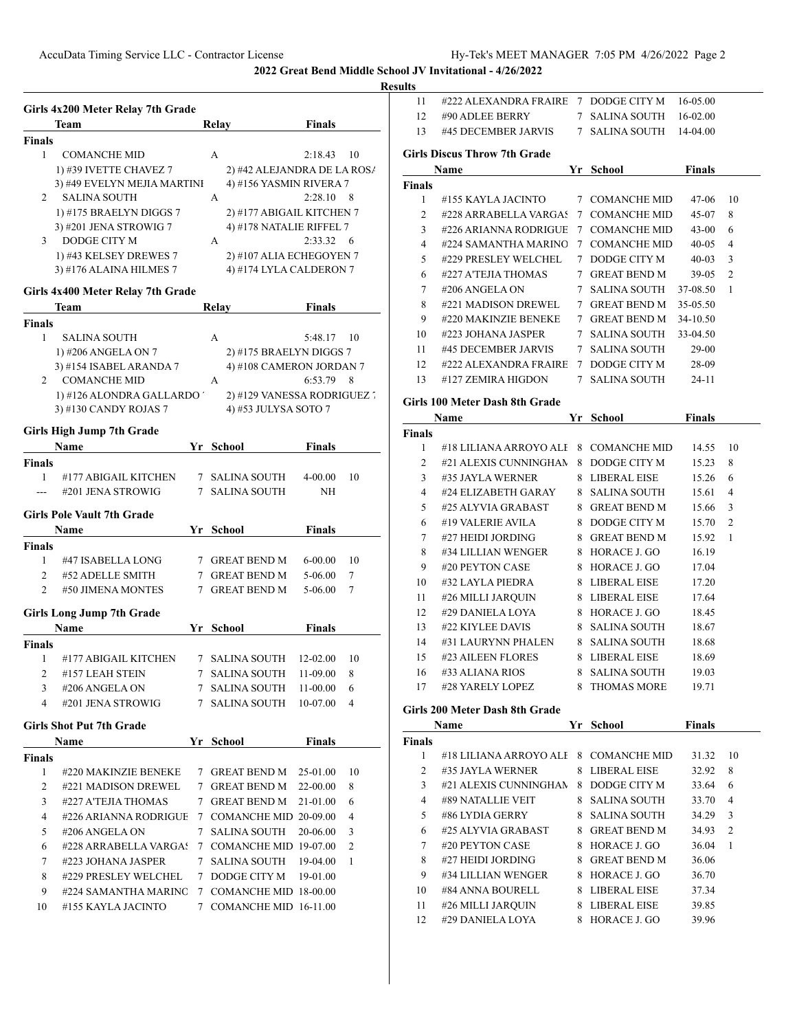## 2022 Great Bend Middle School JV Invitational - 4/26/2022

### Results

(continued)

| Place | Name | Yr | School | Finals | Points |
|---|---|---|---|---|---|
| 11 | #222 ALEXANDRA FRAIRE | 7 | DODGE CITY M | 16-05.00 | |
| 12 | #90 ADLEE BERRY | 7 | SALINA SOUTH | 16-02.00 | |
| 13 | #45 DECEMBER JARVIS | 7 | SALINA SOUTH | 14-04.00 | |

### Girls 4x200 Meter Relay 7th Grade

| Place | Team | Relay | Finals | Points |
|---|---|---|---|---|
| **Finals** | | | | |
| 1 | COMANCHE MID | A | 2:18.43 | 10 |
| | 1) #39 IVETTE CHAVEZ 7 | 2) #42 ALEJANDRA DE LA ROSA | | |
| | 3) #49 EVELYN MEJIA MARTINI | 4) #156 YASMIN RIVERA 7 | | |
| 2 | SALINA SOUTH | A | 2:28.10 | 8 |
| | 1) #175 BRAELYN DIGGS 7 | 2) #177 ABIGAIL KITCHEN 7 | | |
| | 3) #201 JENA STROWIG 7 | 4) #178 NATALIE RIFFEL 7 | | |
| 3 | DODGE CITY M | A | 2:33.32 | 6 |
| | 1) #43 KELSEY DREWES 7 | 2) #107 ALIA ECHEGOYEN 7 | | |
| | 3) #176 ALAINA HILMES 7 | 4) #174 LYLA CALDERON 7 | | |

### Girls 4x400 Meter Relay 7th Grade

| Place | Team | Relay | Finals | Points |
|---|---|---|---|---|
| **Finals** | | | | |
| 1 | SALINA SOUTH | A | 5:48.17 | 10 |
| | 1) #206 ANGELA ON 7 | 2) #175 BRAELYN DIGGS 7 | | |
| | 3) #154 ISABEL ARANDA 7 | 4) #108 CAMERON JORDAN 7 | | |
| 2 | COMANCHE MID | A | 6:53.79 | 8 |
| | 1) #126 ALONDRA GALLARDO 7 | 2) #129 VANESSA RODRIGUEZ 7 | | |
| | 3) #130 CANDY ROJAS 7 | 4) #53 JULYSA SOTO 7 | | |

### Girls High Jump 7th Grade

| Place | Name | Yr | School | Finals | Points |
|---|---|---|---|---|---|
| **Finals** | | | | | |
| 1 | #177 ABIGAIL KITCHEN | 7 | SALINA SOUTH | 4-00.00 | 10 |
| --- | #201 JENA STROWIG | 7 | SALINA SOUTH | NH | |

### Girls Pole Vault 7th Grade

| Place | Name | Yr | School | Finals | Points |
|---|---|---|---|---|---|
| **Finals** | | | | | |
| 1 | #47 ISABELLA LONG | 7 | GREAT BEND M | 6-00.00 | 10 |
| 2 | #52 ADELLE SMITH | 7 | GREAT BEND M | 5-06.00 | 7 |
| 2 | #50 JIMENA MONTES | 7 | GREAT BEND M | 5-06.00 | 7 |

### Girls Long Jump 7th Grade

| Place | Name | Yr | School | Finals | Points |
|---|---|---|---|---|---|
| **Finals** | | | | | |
| 1 | #177 ABIGAIL KITCHEN | 7 | SALINA SOUTH | 12-02.00 | 10 |
| 2 | #157 LEAH STEIN | 7 | SALINA SOUTH | 11-09.00 | 8 |
| 3 | #206 ANGELA ON | 7 | SALINA SOUTH | 11-00.00 | 6 |
| 4 | #201 JENA STROWIG | 7 | SALINA SOUTH | 10-07.00 | 4 |

### Girls Shot Put 7th Grade

| Place | Name | Yr | School | Finals | Points |
|---|---|---|---|---|---|
| **Finals** | | | | | |
| 1 | #220 MAKINZIE BENEKE | 7 | GREAT BEND M | 25-01.00 | 10 |
| 2 | #221 MADISON DREWEL | 7 | GREAT BEND M | 22-00.00 | 8 |
| 3 | #227 A'TEJIA THOMAS | 7 | GREAT BEND M | 21-01.00 | 6 |
| 4 | #226 ARIANNA RODRIGUE | 7 | COMANCHE MID | 20-09.00 | 4 |
| 5 | #206 ANGELA ON | 7 | SALINA SOUTH | 20-06.00 | 3 |
| 6 | #228 ARRABELLA VARGAS | 7 | COMANCHE MID | 19-07.00 | 2 |
| 7 | #223 JOHANA JASPER | 7 | SALINA SOUTH | 19-04.00 | 1 |
| 8 | #229 PRESLEY WELCHEL | 7 | DODGE CITY M | 19-01.00 | |
| 9 | #224 SAMANTHA MARINO | 7 | COMANCHE MID | 18-00.00 | |
| 10 | #155 KAYLA JACINTO | 7 | COMANCHE MID | 16-11.00 | |

### Girls Discus Throw 7th Grade

| Place | Name | Yr | School | Finals | Points |
|---|---|---|---|---|---|
| **Finals** | | | | | |
| 1 | #155 KAYLA JACINTO | 7 | COMANCHE MID | 47-06 | 10 |
| 2 | #228 ARRABELLA VARGAS | 7 | COMANCHE MID | 45-07 | 8 |
| 3 | #226 ARIANNA RODRIGUE | 7 | COMANCHE MID | 43-00 | 6 |
| 4 | #224 SAMANTHA MARINO | 7 | COMANCHE MID | 40-05 | 4 |
| 5 | #229 PRESLEY WELCHEL | 7 | DODGE CITY M | 40-03 | 3 |
| 6 | #227 A'TEJIA THOMAS | 7 | GREAT BEND M | 39-05 | 2 |
| 7 | #206 ANGELA ON | 7 | SALINA SOUTH | 37-08.50 | 1 |
| 8 | #221 MADISON DREWEL | 7 | GREAT BEND M | 35-05.50 | |
| 9 | #220 MAKINZIE BENEKE | 7 | GREAT BEND M | 34-10.50 | |
| 10 | #223 JOHANA JASPER | 7 | SALINA SOUTH | 33-04.50 | |
| 11 | #45 DECEMBER JARVIS | 7 | SALINA SOUTH | 29-00 | |
| 12 | #222 ALEXANDRA FRAIRE | 7 | DODGE CITY M | 28-09 | |
| 13 | #127 ZEMIRA HIGDON | 7 | SALINA SOUTH | 24-11 | |

### Girls 100 Meter Dash 8th Grade

| Place | Name | Yr | School | Finals | Points |
|---|---|---|---|---|---|
| **Finals** | | | | | |
| 1 | #18 LILIANA ARROYO ALI | 8 | COMANCHE MID | 14.55 | 10 |
| 2 | #21 ALEXIS CUNNINGHAM | 8 | DODGE CITY M | 15.23 | 8 |
| 3 | #35 JAYLA WERNER | 8 | LIBERAL EISE | 15.26 | 6 |
| 4 | #24 ELIZABETH GARAY | 8 | SALINA SOUTH | 15.61 | 4 |
| 5 | #25 ALYVIA GRABAST | 8 | GREAT BEND M | 15.66 | 3 |
| 6 | #19 VALERIE AVILA | 8 | DODGE CITY M | 15.70 | 2 |
| 7 | #27 HEIDI JORDING | 8 | GREAT BEND M | 15.92 | 1 |
| 8 | #34 LILLIAN WENGER | 8 | HORACE J. GO | 16.19 | |
| 9 | #20 PEYTON CASE | 8 | HORACE J. GO | 17.04 | |
| 10 | #32 LAYLA PIEDRA | 8 | LIBERAL EISE | 17.20 | |
| 11 | #26 MILLI JARQUIN | 8 | LIBERAL EISE | 17.64 | |
| 12 | #29 DANIELA LOYA | 8 | HORACE J. GO | 18.45 | |
| 13 | #22 KIYLEE DAVIS | 8 | SALINA SOUTH | 18.67 | |
| 14 | #31 LAURYNN PHALEN | 8 | SALINA SOUTH | 18.68 | |
| 15 | #23 AILEEN FLORES | 8 | LIBERAL EISE | 18.69 | |
| 16 | #33 ALIANA RIOS | 8 | SALINA SOUTH | 19.03 | |
| 17 | #28 YARELY LOPEZ | 8 | THOMAS MORE | 19.71 | |

### Girls 200 Meter Dash 8th Grade

| Place | Name | Yr | School | Finals | Points |
|---|---|---|---|---|---|
| **Finals** | | | | | |
| 1 | #18 LILIANA ARROYO ALI | 8 | COMANCHE MID | 31.32 | 10 |
| 2 | #35 JAYLA WERNER | 8 | LIBERAL EISE | 32.92 | 8 |
| 3 | #21 ALEXIS CUNNINGHAM | 8 | DODGE CITY M | 33.64 | 6 |
| 4 | #89 NATALLIE VEIT | 8 | SALINA SOUTH | 33.70 | 4 |
| 5 | #86 LYDIA GERRY | 8 | SALINA SOUTH | 34.29 | 3 |
| 6 | #25 ALYVIA GRABAST | 8 | GREAT BEND M | 34.93 | 2 |
| 7 | #20 PEYTON CASE | 8 | HORACE J. GO | 36.04 | 1 |
| 8 | #27 HEIDI JORDING | 8 | GREAT BEND M | 36.06 | |
| 9 | #34 LILLIAN WENGER | 8 | HORACE J. GO | 36.70 | |
| 10 | #84 ANNA BOURELL | 8 | LIBERAL EISE | 37.34 | |
| 11 | #26 MILLI JARQUIN | 8 | LIBERAL EISE | 39.85 | |
| 12 | #29 DANIELA LOYA | 8 | HORACE J. GO | 39.96 | |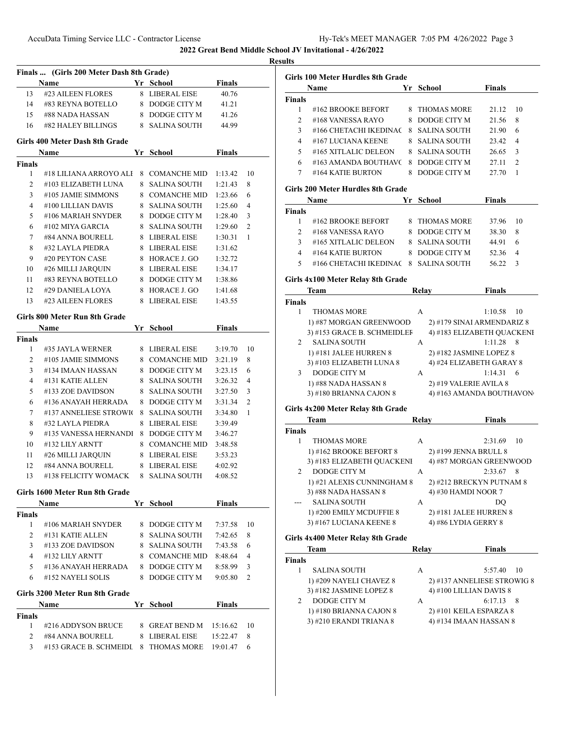**2022 Great Bend Middle School JV Invitational - 4/26/2022**

**Results**

### Finals ... (Girls 200 Meter Dash 8th Grade)

| | Name | Yr | School | Finals | |
|---|---|---|---|---|---|
| 13 | #23 AILEEN FLORES | 8 | LIBERAL EISE | 40.76 | |
| 14 | #83 REYNA BOTELLO | 8 | DODGE CITY M | 41.21 | |
| 15 | #88 NADA HASSAN | 8 | DODGE CITY M | 41.26 | |
| 16 | #82 HALEY BILLINGS | 8 | SALINA SOUTH | 44.99 | |

### Girls 400 Meter Dash 8th Grade

| | Name | Yr | School | Finals | |
|---|---|---|---|---|---|
| **Finals** | | | | | |
| 1 | #18 LILIANA ARROYO ALI | 8 | COMANCHE MID | 1:13.42 | 10 |
| 2 | #103 ELIZABETH LUNA | 8 | SALINA SOUTH | 1:21.43 | 8 |
| 3 | #105 JAMIE SIMMONS | 8 | COMANCHE MID | 1:23.66 | 6 |
| 4 | #100 LILLIAN DAVIS | 8 | SALINA SOUTH | 1:25.60 | 4 |
| 5 | #106 MARIAH SNYDER | 8 | DODGE CITY M | 1:28.40 | 3 |
| 6 | #102 MIYA GARCIA | 8 | SALINA SOUTH | 1:29.60 | 2 |
| 7 | #84 ANNA BOURELL | 8 | LIBERAL EISE | 1:30.31 | 1 |
| 8 | #32 LAYLA PIEDRA | 8 | LIBERAL EISE | 1:31.62 | |
| 9 | #20 PEYTON CASE | 8 | HORACE J. GO | 1:32.72 | |
| 10 | #26 MILLI JARQUIN | 8 | LIBERAL EISE | 1:34.17 | |
| 11 | #83 REYNA BOTELLO | 8 | DODGE CITY M | 1:38.86 | |
| 12 | #29 DANIELA LOYA | 8 | HORACE J. GO | 1:41.68 | |
| 13 | #23 AILEEN FLORES | 8 | LIBERAL EISE | 1:43.55 | |

### Girls 800 Meter Run 8th Grade

| | Name | Yr | School | Finals | |
|---|---|---|---|---|---|
| **Finals** | | | | | |
| 1 | #35 JAYLA WERNER | 8 | LIBERAL EISE | 3:19.70 | 10 |
| 2 | #105 JAMIE SIMMONS | 8 | COMANCHE MID | 3:21.19 | 8 |
| 3 | #134 IMAAN HASSAN | 8 | DODGE CITY M | 3:23.15 | 6 |
| 4 | #131 KATIE ALLEN | 8 | SALINA SOUTH | 3:26.32 | 4 |
| 5 | #133 ZOE DAVIDSON | 8 | SALINA SOUTH | 3:27.50 | 3 |
| 6 | #136 ANAYAH HERRADA | 8 | DODGE CITY M | 3:31.34 | 2 |
| 7 | #137 ANNELIESE STROWI( | 8 | SALINA SOUTH | 3:34.80 | 1 |
| 8 | #32 LAYLA PIEDRA | 8 | LIBERAL EISE | 3:39.49 | |
| 9 | #135 VANESSA HERNANDI | 8 | DODGE CITY M | 3:46.27 | |
| 10 | #132 LILY ARNTT | 8 | COMANCHE MID | 3:48.58 | |
| 11 | #26 MILLI JARQUIN | 8 | LIBERAL EISE | 3:53.23 | |
| 12 | #84 ANNA BOURELL | 8 | LIBERAL EISE | 4:02.92 | |
| 13 | #138 FELICITY WOMACK | 8 | SALINA SOUTH | 4:08.52 | |

### Girls 1600 Meter Run 8th Grade

| | Name | Yr | School | Finals | |
|---|---|---|---|---|---|
| **Finals** | | | | | |
| 1 | #106 MARIAH SNYDER | 8 | DODGE CITY M | 7:37.58 | 10 |
| 2 | #131 KATIE ALLEN | 8 | SALINA SOUTH | 7:42.65 | 8 |
| 3 | #133 ZOE DAVIDSON | 8 | SALINA SOUTH | 7:43.58 | 6 |
| 4 | #132 LILY ARNTT | 8 | COMANCHE MID | 8:48.64 | 4 |
| 5 | #136 ANAYAH HERRADA | 8 | DODGE CITY M | 8:58.99 | 3 |
| 6 | #152 NAYELI SOLIS | 8 | DODGE CITY M | 9:05.80 | 2 |

### Girls 3200 Meter Run 8th Grade

| | Name | Yr | School | Finals | |
|---|---|---|---|---|---|
| **Finals** | | | | | |
| 1 | #216 ADDYSON BRUCE | 8 | GREAT BEND M | 15:16.62 | 10 |
| 2 | #84 ANNA BOURELL | 8 | LIBERAL EISE | 15:22.47 | 8 |
| 3 | #153 GRACE B. SCHMEIDL | 8 | THOMAS MORE | 19:01.47 | 6 |

### Girls 100 Meter Hurdles 8th Grade

| | Name | Yr | School | Finals | |
|---|---|---|---|---|---|
| **Finals** | | | | | |
| 1 | #162 BROOKE BEFORT | 8 | THOMAS MORE | 21.12 | 10 |
| 2 | #168 VANESSA RAYO | 8 | DODGE CITY M | 21.56 | 8 |
| 3 | #166 CHETACHI IKEDINAC | 8 | SALINA SOUTH | 21.90 | 6 |
| 4 | #167 LUCIANA KEENE | 8 | SALINA SOUTH | 23.42 | 4 |
| 5 | #165 XITLALIC DELEON | 8 | SALINA SOUTH | 26.65 | 3 |
| 6 | #163 AMANDA BOUTHAV( | 8 | DODGE CITY M | 27.11 | 2 |
| 7 | #164 KATIE BURTON | 8 | DODGE CITY M | 27.70 | 1 |

### Girls 200 Meter Hurdles 8th Grade

| | Name | Yr | School | Finals | |
|---|---|---|---|---|---|
| **Finals** | | | | | |
| 1 | #162 BROOKE BEFORT | 8 | THOMAS MORE | 37.96 | 10 |
| 2 | #168 VANESSA RAYO | 8 | DODGE CITY M | 38.30 | 8 |
| 3 | #165 XITLALIC DELEON | 8 | SALINA SOUTH | 44.91 | 6 |
| 4 | #164 KATIE BURTON | 8 | DODGE CITY M | 52.36 | 4 |
| 5 | #166 CHETACHI IKEDINAC | 8 | SALINA SOUTH | 56.22 | 3 |

### Girls 4x100 Meter Relay 8th Grade

| | Team | Relay | Finals | |
|---|---|---|---|---|
| **Finals** | | | | |
| 1 | THOMAS MORE | A | 1:10.58 | 10 |
| | 1) #87 MORGAN GREENWOOD | 2) #179 SINAI ARMENDARIZ 8 | | |
| | 3) #153 GRACE B. SCHMEIDLEF | 4) #183 ELIZABETH QUACKENI | | |
| 2 | SALINA SOUTH | A | 1:11.28 | 8 |
| | 1) #181 JALEE HURREN 8 | 2) #182 JASMINE LOPEZ 8 | | |
| | 3) #103 ELIZABETH LUNA 8 | 4) #24 ELIZABETH GARAY 8 | | |
| 3 | DODGE CITY M | A | 1:14.31 | 6 |
| | 1) #88 NADA HASSAN 8 | 2) #19 VALERIE AVILA 8 | | |
| | 3) #180 BRIANNA CAJON 8 | 4) #163 AMANDA BOUTHAVON | | |

### Girls 4x200 Meter Relay 8th Grade

| | Team | Relay | Finals | |
|---|---|---|---|---|
| **Finals** | | | | |
| 1 | THOMAS MORE | A | 2:31.69 | 10 |
| | 1) #162 BROOKE BEFORT 8 | 2) #199 JENNA BRULL 8 | | |
| | 3) #183 ELIZABETH QUACKENI | 4) #87 MORGAN GREENWOOD | | |
| 2 | DODGE CITY M | A | 2:33.67 | 8 |
| | 1) #21 ALEXIS CUNNINGHAM 8 | 2) #212 BRECKYN PUTNAM 8 | | |
| | 3) #88 NADA HASSAN 8 | 4) #30 HAMDI NOOR 7 | | |
| --- | SALINA SOUTH | A | DQ | |
| | 1) #200 EMILY MCDUFFIE 8 | 2) #181 JALEE HURREN 8 | | |
| | 3) #167 LUCIANA KEENE 8 | 4) #86 LYDIA GERRY 8 | | |

### Girls 4x400 Meter Relay 8th Grade

| | Team | Relay | Finals | |
|---|---|---|---|---|
| **Finals** | | | | |
| 1 | SALINA SOUTH | A | 5:57.40 | 10 |
| | 1) #209 NAYELI CHAVEZ 8 | 2) #137 ANNELIESE STROWIG 8 | | |
| | 3) #182 JASMINE LOPEZ 8 | 4) #100 LILLIAN DAVIS 8 | | |
| 2 | DODGE CITY M | A | 6:17.13 | 8 |
| | 1) #180 BRIANNA CAJON 8 | 2) #101 KEILA ESPARZA 8 | | |
| | 3) #210 ERANDI TRIANA 8 | 4) #134 IMAAN HASSAN 8 | | |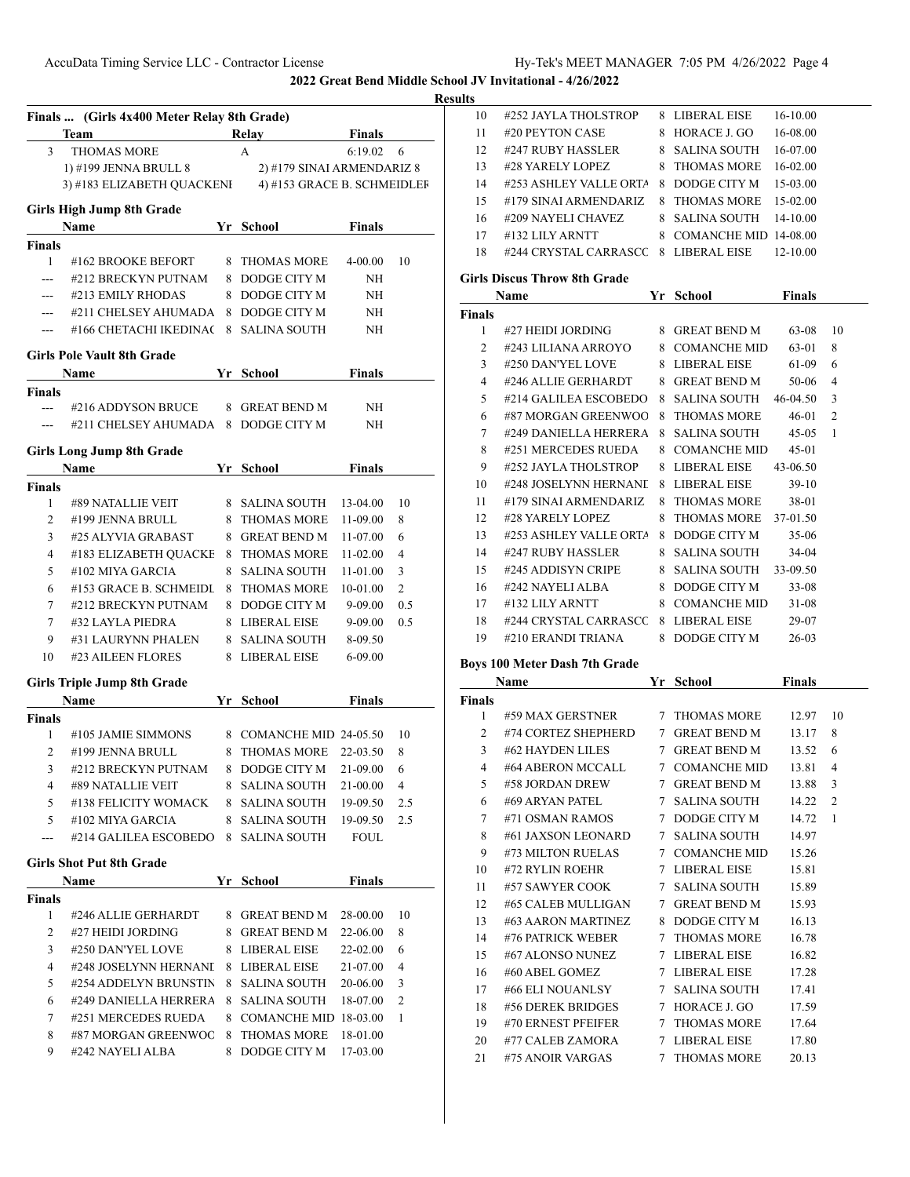## 2022 Great Bend Middle School JV Invitational - 4/26/2022

### Results

**Finals ... (Girls 4x400 Meter Relay 8th Grade)**

| | Team | Relay | Finals | |
|---|---|---|---|---|
| 3 | THOMAS MORE | A | 6:19.02 | 6 |
| | 1) #199 JENNA BRULL 8 | 2) #179 SINAI ARMENDARIZ 8 | | |
| | 3) #183 ELIZABETH QUACKENI | 4) #153 GRACE B. SCHMEIDLEF | | |

**Girls High Jump 8th Grade**

| | Name | Yr | School | Finals | |
|---|---|---|---|---|---|
| **Finals** | | | | | |
| 1 | #162 BROOKE BEFORT | 8 | THOMAS MORE | 4-00.00 | 10 |
| --- | #212 BRECKYN PUTNAM | 8 | DODGE CITY M | NH | |
| --- | #213 EMILY RHODAS | 8 | DODGE CITY M | NH | |
| --- | #211 CHELSEY AHUMADA | 8 | DODGE CITY M | NH | |
| --- | #166 CHETACHI IKEDINAC | 8 | SALINA SOUTH | NH | |

**Girls Pole Vault 8th Grade**

| | Name | Yr | School | Finals | |
|---|---|---|---|---|---|
| **Finals** | | | | | |
| --- | #216 ADDYSON BRUCE | 8 | GREAT BEND M | NH | |
| --- | #211 CHELSEY AHUMADA | 8 | DODGE CITY M | NH | |

**Girls Long Jump 8th Grade**

| | Name | Yr | School | Finals | |
|---|---|---|---|---|---|
| **Finals** | | | | | |
| 1 | #89 NATALLIE VEIT | 8 | SALINA SOUTH | 13-04.00 | 10 |
| 2 | #199 JENNA BRULL | 8 | THOMAS MORE | 11-09.00 | 8 |
| 3 | #25 ALYVIA GRABAST | 8 | GREAT BEND M | 11-07.00 | 6 |
| 4 | #183 ELIZABETH QUACKE | 8 | THOMAS MORE | 11-02.00 | 4 |
| 5 | #102 MIYA GARCIA | 8 | SALINA SOUTH | 11-01.00 | 3 |
| 6 | #153 GRACE B. SCHMEIDL | 8 | THOMAS MORE | 10-01.00 | 2 |
| 7 | #212 BRECKYN PUTNAM | 8 | DODGE CITY M | 9-09.00 | 0.5 |
| 7 | #32 LAYLA PIEDRA | 8 | LIBERAL EISE | 9-09.00 | 0.5 |
| 9 | #31 LAURYNN PHALEN | 8 | SALINA SOUTH | 8-09.50 | |
| 10 | #23 AILEEN FLORES | 8 | LIBERAL EISE | 6-09.00 | |

**Girls Triple Jump 8th Grade**

| | Name | Yr | School | Finals | |
|---|---|---|---|---|---|
| **Finals** | | | | | |
| 1 | #105 JAMIE SIMMONS | 8 | COMANCHE MID | 24-05.50 | 10 |
| 2 | #199 JENNA BRULL | 8 | THOMAS MORE | 22-03.50 | 8 |
| 3 | #212 BRECKYN PUTNAM | 8 | DODGE CITY M | 21-09.00 | 6 |
| 4 | #89 NATALLIE VEIT | 8 | SALINA SOUTH | 21-00.00 | 4 |
| 5 | #138 FELICITY WOMACK | 8 | SALINA SOUTH | 19-09.50 | 2.5 |
| 5 | #102 MIYA GARCIA | 8 | SALINA SOUTH | 19-09.50 | 2.5 |
| --- | #214 GALILEA ESCOBEDO | 8 | SALINA SOUTH | FOUL | |

**Girls Shot Put 8th Grade**

| | Name | Yr | School | Finals | |
|---|---|---|---|---|---|
| **Finals** | | | | | |
| 1 | #246 ALLIE GERHARDT | 8 | GREAT BEND M | 28-00.00 | 10 |
| 2 | #27 HEIDI JORDING | 8 | GREAT BEND M | 22-06.00 | 8 |
| 3 | #250 DAN'YEL LOVE | 8 | LIBERAL EISE | 22-02.00 | 6 |
| 4 | #248 JOSELYNN HERNANI | 8 | LIBERAL EISE | 21-07.00 | 4 |
| 5 | #254 ADDELYN BRUNSTIN | 8 | SALINA SOUTH | 20-06.00 | 3 |
| 6 | #249 DANIELLA HERRERA | 8 | SALINA SOUTH | 18-07.00 | 2 |
| 7 | #251 MERCEDES RUEDA | 8 | COMANCHE MID | 18-03.00 | 1 |
| 8 | #87 MORGAN GREENWOC | 8 | THOMAS MORE | 18-01.00 | |
| 9 | #242 NAYELI ALBA | 8 | DODGE CITY M | 17-03.00 | |
| 10 | #252 JAYLA THOLSTROP | 8 | LIBERAL EISE | 16-10.00 | |
| 11 | #20 PEYTON CASE | 8 | HORACE J. GO | 16-08.00 | |
| 12 | #247 RUBY HASSLER | 8 | SALINA SOUTH | 16-07.00 | |
| 13 | #28 YARELY LOPEZ | 8 | THOMAS MORE | 16-02.00 | |
| 14 | #253 ASHLEY VALLE ORTA | 8 | DODGE CITY M | 15-03.00 | |
| 15 | #179 SINAI ARMENDARIZ | 8 | THOMAS MORE | 15-02.00 | |
| 16 | #209 NAYELI CHAVEZ | 8 | SALINA SOUTH | 14-10.00 | |
| 17 | #132 LILY ARNTT | 8 | COMANCHE MID | 14-08.00 | |
| 18 | #244 CRYSTAL CARRASCC | 8 | LIBERAL EISE | 12-10.00 | |

**Girls Discus Throw 8th Grade**

| | Name | Yr | School | Finals | |
|---|---|---|---|---|---|
| **Finals** | | | | | |
| 1 | #27 HEIDI JORDING | 8 | GREAT BEND M | 63-08 | 10 |
| 2 | #243 LILIANA ARROYO | 8 | COMANCHE MID | 63-01 | 8 |
| 3 | #250 DAN'YEL LOVE | 8 | LIBERAL EISE | 61-09 | 6 |
| 4 | #246 ALLIE GERHARDT | 8 | GREAT BEND M | 50-06 | 4 |
| 5 | #214 GALILEA ESCOBEDO | 8 | SALINA SOUTH | 46-04.50 | 3 |
| 6 | #87 MORGAN GREENWOO | 8 | THOMAS MORE | 46-01 | 2 |
| 7 | #249 DANIELLA HERRERA | 8 | SALINA SOUTH | 45-05 | 1 |
| 8 | #251 MERCEDES RUEDA | 8 | COMANCHE MID | 45-01 | |
| 9 | #252 JAYLA THOLSTROP | 8 | LIBERAL EISE | 43-06.50 | |
| 10 | #248 JOSELYNN HERNANI | 8 | LIBERAL EISE | 39-10 | |
| 11 | #179 SINAI ARMENDARIZ | 8 | THOMAS MORE | 38-01 | |
| 12 | #28 YARELY LOPEZ | 8 | THOMAS MORE | 37-01.50 | |
| 13 | #253 ASHLEY VALLE ORTA | 8 | DODGE CITY M | 35-06 | |
| 14 | #247 RUBY HASSLER | 8 | SALINA SOUTH | 34-04 | |
| 15 | #245 ADDISYN CRIPE | 8 | SALINA SOUTH | 33-09.50 | |
| 16 | #242 NAYELI ALBA | 8 | DODGE CITY M | 33-08 | |
| 17 | #132 LILY ARNTT | 8 | COMANCHE MID | 31-08 | |
| 18 | #244 CRYSTAL CARRASCC | 8 | LIBERAL EISE | 29-07 | |
| 19 | #210 ERANDI TRIANA | 8 | DODGE CITY M | 26-03 | |

**Boys 100 Meter Dash 7th Grade**

| | Name | Yr | School | Finals | |
|---|---|---|---|---|---|
| **Finals** | | | | | |
| 1 | #59 MAX GERSTNER | 7 | THOMAS MORE | 12.97 | 10 |
| 2 | #74 CORTEZ SHEPHERD | 7 | GREAT BEND M | 13.17 | 8 |
| 3 | #62 HAYDEN LILES | 7 | GREAT BEND M | 13.52 | 6 |
| 4 | #64 ABERON MCCALL | 7 | COMANCHE MID | 13.81 | 4 |
| 5 | #58 JORDAN DREW | 7 | GREAT BEND M | 13.88 | 3 |
| 6 | #69 ARYAN PATEL | 7 | SALINA SOUTH | 14.22 | 2 |
| 7 | #71 OSMAN RAMOS | 7 | DODGE CITY M | 14.72 | 1 |
| 8 | #61 JAXSON LEONARD | 7 | SALINA SOUTH | 14.97 | |
| 9 | #73 MILTON RUELAS | 7 | COMANCHE MID | 15.26 | |
| 10 | #72 RYLIN ROEHR | 7 | LIBERAL EISE | 15.81 | |
| 11 | #57 SAWYER COOK | 7 | SALINA SOUTH | 15.89 | |
| 12 | #65 CALEB MULLIGAN | 7 | GREAT BEND M | 15.93 | |
| 13 | #63 AARON MARTINEZ | 8 | DODGE CITY M | 16.13 | |
| 14 | #76 PATRICK WEBER | 7 | THOMAS MORE | 16.78 | |
| 15 | #67 ALONSO NUNEZ | 7 | LIBERAL EISE | 16.82 | |
| 16 | #60 ABEL GOMEZ | 7 | LIBERAL EISE | 17.28 | |
| 17 | #66 ELI NOUANLSY | 7 | SALINA SOUTH | 17.41 | |
| 18 | #56 DEREK BRIDGES | 7 | HORACE J. GO | 17.59 | |
| 19 | #70 ERNEST PFEIFER | 7 | THOMAS MORE | 17.64 | |
| 20 | #77 CALEB ZAMORA | 7 | LIBERAL EISE | 17.80 | |
| 21 | #75 ANOIR VARGAS | 7 | THOMAS MORE | 20.13 | |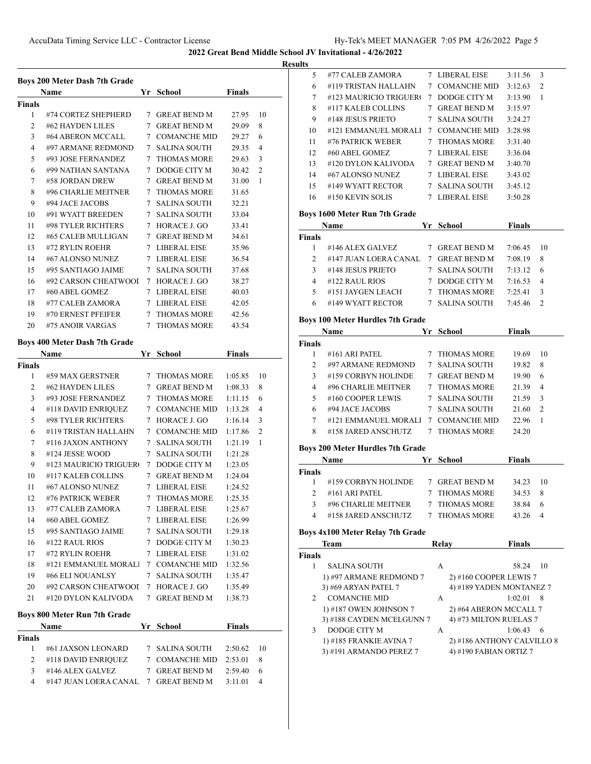# 2022 Great Bend Middle School JV Invitational - 4/26/2022

## Results

### Boys 200 Meter Dash 7th Grade

| | Name | Yr | School | Finals | |
|---|---|---|---|---|---|
| **Finals** | | | | | |
| 1 | #74 CORTEZ SHEPHERD | 7 | GREAT BEND M | 27.95 | 10 |
| 2 | #62 HAYDEN LILES | 7 | GREAT BEND M | 29.09 | 8 |
| 3 | #64 ABERON MCCALL | 7 | COMANCHE MID | 29.27 | 6 |
| 4 | #97 ARMANE REDMOND | 7 | SALINA SOUTH | 29.35 | 4 |
| 5 | #93 JOSE FERNANDEZ | 7 | THOMAS MORE | 29.63 | 3 |
| 6 | #99 NATHAN SANTANA | 7 | DODGE CITY M | 30.42 | 2 |
| 7 | #58 JORDAN DREW | 7 | GREAT BEND M | 31.00 | 1 |
| 8 | #96 CHARLIE MEITNER | 7 | THOMAS MORE | 31.65 | |
| 9 | #94 JACE JACOBS | 7 | SALINA SOUTH | 32.21 | |
| 10 | #91 WYATT BREEDEN | 7 | SALINA SOUTH | 33.04 | |
| 11 | #98 TYLER RICHTERS | 7 | HORACE J. GO | 33.41 | |
| 12 | #65 CALEB MULLIGAN | 7 | GREAT BEND M | 34.61 | |
| 13 | #72 RYLIN ROEHR | 7 | LIBERAL EISE | 35.96 | |
| 14 | #67 ALONSO NUNEZ | 7 | LIBERAL EISE | 36.54 | |
| 15 | #95 SANTIAGO JAIME | 7 | SALINA SOUTH | 37.68 | |
| 16 | #92 CARSON CHEATWOOI | 7 | HORACE J. GO | 38.27 | |
| 17 | #60 ABEL GOMEZ | 7 | LIBERAL EISE | 40.03 | |
| 18 | #77 CALEB ZAMORA | 7 | LIBERAL EISE | 42.05 | |
| 19 | #70 ERNEST PFEIFER | 7 | THOMAS MORE | 42.56 | |
| 20 | #75 ANOIR VARGAS | 7 | THOMAS MORE | 43.54 | |

### Boys 400 Meter Dash 7th Grade

| | Name | Yr | School | Finals | |
|---|---|---|---|---|---|
| **Finals** | | | | | |
| 1 | #59 MAX GERSTNER | 7 | THOMAS MORE | 1:05.85 | 10 |
| 2 | #62 HAYDEN LILES | 7 | GREAT BEND M | 1:08.33 | 8 |
| 3 | #93 JOSE FERNANDEZ | 7 | THOMAS MORE | 1:11.15 | 6 |
| 4 | #118 DAVID ENRIQUEZ | 7 | COMANCHE MID | 1:13.28 | 4 |
| 5 | #98 TYLER RICHTERS | 7 | HORACE J. GO | 1:16.14 | 3 |
| 6 | #119 TRISTAN HALLAHN | 7 | COMANCHE MID | 1:17.86 | 2 |
| 7 | #116 JAXON ANTHONY | 7 | SALINA SOUTH | 1:21.19 | 1 |
| 8 | #124 JESSE WOOD | 7 | SALINA SOUTH | 1:21.28 | |
| 9 | #123 MAURICIO TRIGUER( | 7 | DODGE CITY M | 1:23.05 | |
| 10 | #117 KALEB COLLINS | 7 | GREAT BEND M | 1:24.04 | |
| 11 | #67 ALONSO NUNEZ | 7 | LIBERAL EISE | 1:24.52 | |
| 12 | #76 PATRICK WEBER | 7 | THOMAS MORE | 1:25.35 | |
| 13 | #77 CALEB ZAMORA | 7 | LIBERAL EISE | 1:25.67 | |
| 14 | #60 ABEL GOMEZ | 7 | LIBERAL EISE | 1:26.99 | |
| 15 | #95 SANTIAGO JAIME | 7 | SALINA SOUTH | 1:29.18 | |
| 16 | #122 RAUL RIOS | 7 | DODGE CITY M | 1:30.23 | |
| 17 | #72 RYLIN ROEHR | 7 | LIBERAL EISE | 1:31.02 | |
| 18 | #121 EMMANUEL MORALI | 7 | COMANCHE MID | 1:32.56 | |
| 19 | #66 ELI NOUANLSY | 7 | SALINA SOUTH | 1:35.47 | |
| 20 | #92 CARSON CHEATWOOI | 7 | HORACE J. GO | 1:35.49 | |
| 21 | #120 DYLON KALIVODA | 7 | GREAT BEND M | 1:38.73 | |

### Boys 800 Meter Run 7th Grade

| | Name | Yr | School | Finals | |
|---|---|---|---|---|---|
| **Finals** | | | | | |
| 1 | #61 JAXSON LEONARD | 7 | SALINA SOUTH | 2:50.62 | 10 |
| 2 | #118 DAVID ENRIQUEZ | 7 | COMANCHE MID | 2:53.01 | 8 |
| 3 | #146 ALEX GALVEZ | 7 | GREAT BEND M | 2:59.40 | 6 |
| 4 | #147 JUAN LOERA CANAL | 7 | GREAT BEND M | 3:11.01 | 4 |
| 5 | #77 CALEB ZAMORA | 7 | LIBERAL EISE | 3:11.56 | 3 |
| 6 | #119 TRISTAN HALLAHN | 7 | COMANCHE MID | 3:12.63 | 2 |
| 7 | #123 MAURICIO TRIGUER( | 7 | DODGE CITY M | 3:13.90 | 1 |
| 8 | #117 KALEB COLLINS | 7 | GREAT BEND M | 3:15.97 | |
| 9 | #148 JESUS PRIETO | 7 | SALINA SOUTH | 3:24.27 | |
| 10 | #121 EMMANUEL MORALI | 7 | COMANCHE MID | 3:28.98 | |
| 11 | #76 PATRICK WEBER | 7 | THOMAS MORE | 3:31.40 | |
| 12 | #60 ABEL GOMEZ | 7 | LIBERAL EISE | 3:36.04 | |
| 13 | #120 DYLON KALIVODA | 7 | GREAT BEND M | 3:40.70 | |
| 14 | #67 ALONSO NUNEZ | 7 | LIBERAL EISE | 3:43.02 | |
| 15 | #149 WYATT RECTOR | 7 | SALINA SOUTH | 3:45.12 | |
| 16 | #150 KEVIN SOLIS | 7 | LIBERAL EISE | 3:50.28 | |

### Boys 1600 Meter Run 7th Grade

| | Name | Yr | School | Finals | |
|---|---|---|---|---|---|
| **Finals** | | | | | |
| 1 | #146 ALEX GALVEZ | 7 | GREAT BEND M | 7:06.45 | 10 |
| 2 | #147 JUAN LOERA CANAL | 7 | GREAT BEND M | 7:08.19 | 8 |
| 3 | #148 JESUS PRIETO | 7 | SALINA SOUTH | 7:13.12 | 6 |
| 4 | #122 RAUL RIOS | 7 | DODGE CITY M | 7:16.53 | 4 |
| 5 | #151 JAYGEN LEACH | 7 | THOMAS MORE | 7:25.41 | 3 |
| 6 | #149 WYATT RECTOR | 7 | SALINA SOUTH | 7:45.46 | 2 |

### Boys 100 Meter Hurdles 7th Grade

| | Name | Yr | School | Finals | |
|---|---|---|---|---|---|
| **Finals** | | | | | |
| 1 | #161 ARI PATEL | 7 | THOMAS MORE | 19.69 | 10 |
| 2 | #97 ARMANE REDMOND | 7 | SALINA SOUTH | 19.82 | 8 |
| 3 | #159 CORBYN HOLINDE | 7 | GREAT BEND M | 19.90 | 6 |
| 4 | #96 CHARLIE MEITNER | 7 | THOMAS MORE | 21.39 | 4 |
| 5 | #160 COOPER LEWIS | 7 | SALINA SOUTH | 21.59 | 3 |
| 6 | #94 JACE JACOBS | 7 | SALINA SOUTH | 21.60 | 2 |
| 7 | #121 EMMANUEL MORALI | 7 | COMANCHE MID | 22.96 | 1 |
| 8 | #158 JARED ANSCHUTZ | 7 | THOMAS MORE | 24.20 | |

### Boys 200 Meter Hurdles 7th Grade

| | Name | Yr | School | Finals | |
|---|---|---|---|---|---|
| **Finals** | | | | | |
| 1 | #159 CORBYN HOLINDE | 7 | GREAT BEND M | 34.23 | 10 |
| 2 | #161 ARI PATEL | 7 | THOMAS MORE | 34.53 | 8 |
| 3 | #96 CHARLIE MEITNER | 7 | THOMAS MORE | 38.84 | 6 |
| 4 | #158 JARED ANSCHUTZ | 7 | THOMAS MORE | 43.26 | 4 |

### Boys 4x100 Meter Relay 7th Grade

| | Team | Relay | Finals | |
|---|---|---|---|---|
| **Finals** | | | | |
| 1 | SALINA SOUTH | A | 58.24 | 10 |
| | 1) #97 ARMANE REDMOND 7 | 2) #160 COOPER LEWIS 7 | | |
| | 3) #69 ARYAN PATEL 7 | 4) #189 YADEN MONTANEZ 7 | | |
| 2 | COMANCHE MID | A | 1:02.01 | 8 |
| | 1) #187 OWEN JOHNSON 7 | 2) #64 ABERON MCCALL 7 | | |
| | 3) #188 CAYDEN MCELGUNN 7 | 4) #73 MILTON RUELAS 7 | | |
| 3 | DODGE CITY M | A | 1:06.43 | 6 |
| | 1) #185 FRANKIE AVINA 7 | 2) #186 ANTHONY CALVILLO 8 | | |
| | 3) #191 ARMANDO PEREZ 7 | 4) #190 FABIAN ORTIZ 7 | | |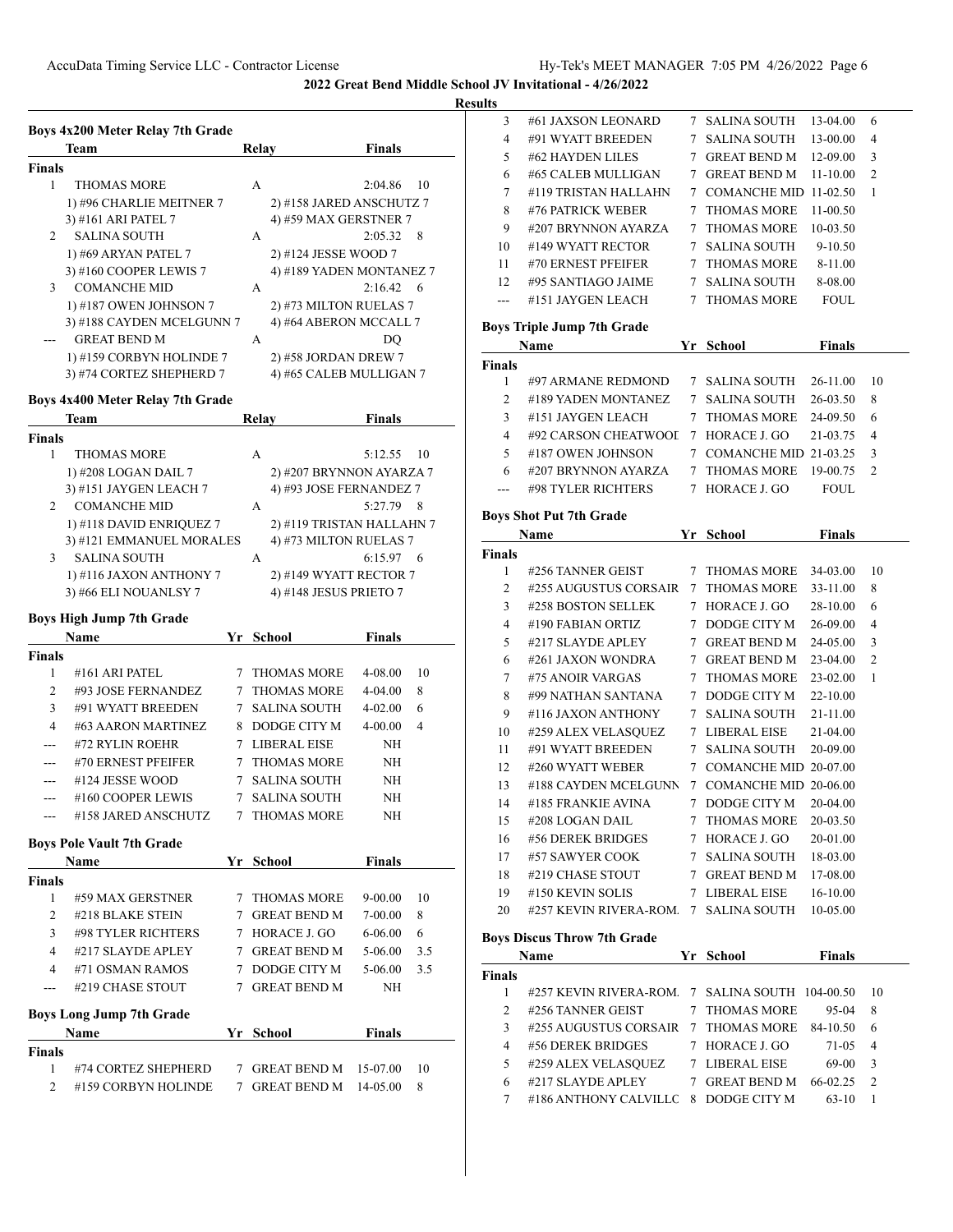**2022 Great Bend Middle School JV Invitational - 4/26/2022**

**Results**

### Boys 4x200 Meter Relay 7th Grade

| | Team | Relay | Finals | |
|---|---|---|---|---|
| **Finals** | | | | |
| 1 | THOMAS MORE | A | 2:04.86 | 10 |
| | 1) #96 CHARLIE MEITNER 7 | 2) #158 JARED ANSCHUTZ 7 | | |
| | 3) #161 ARI PATEL 7 | 4) #59 MAX GERSTNER 7 | | |
| 2 | SALINA SOUTH | A | 2:05.32 | 8 |
| | 1) #69 ARYAN PATEL 7 | 2) #124 JESSE WOOD 7 | | |
| | 3) #160 COOPER LEWIS 7 | 4) #189 YADEN MONTANEZ 7 | | |
| 3 | COMANCHE MID | A | 2:16.42 | 6 |
| | 1) #187 OWEN JOHNSON 7 | 2) #73 MILTON RUELAS 7 | | |
| | 3) #188 CAYDEN MCELGUNN 7 | 4) #64 ABERON MCCALL 7 | | |
| --- | GREAT BEND M | A | DQ | |
| | 1) #159 CORBYN HOLINDE 7 | 2) #58 JORDAN DREW 7 | | |
| | 3) #74 CORTEZ SHEPHERD 7 | 4) #65 CALEB MULLIGAN 7 | | |

### Boys 4x400 Meter Relay 7th Grade

| | Team | Relay | Finals | |
|---|---|---|---|---|
| **Finals** | | | | |
| 1 | THOMAS MORE | A | 5:12.55 | 10 |
| | 1) #208 LOGAN DAIL 7 | 2) #207 BRYNNON AYARZA 7 | | |
| | 3) #151 JAYGEN LEACH 7 | 4) #93 JOSE FERNANDEZ 7 | | |
| 2 | COMANCHE MID | A | 5:27.79 | 8 |
| | 1) #118 DAVID ENRIQUEZ 7 | 2) #119 TRISTAN HALLAHN 7 | | |
| | 3) #121 EMMANUEL MORALES | 4) #73 MILTON RUELAS 7 | | |
| 3 | SALINA SOUTH | A | 6:15.97 | 6 |
| | 1) #116 JAXON ANTHONY 7 | 2) #149 WYATT RECTOR 7 | | |
| | 3) #66 ELI NOUANLSY 7 | 4) #148 JESUS PRIETO 7 | | |

### Boys High Jump 7th Grade

| | Name | Yr | School | Finals | |
|---|---|---|---|---|---|
| **Finals** | | | | | |
| 1 | #161 ARI PATEL | 7 | THOMAS MORE | 4-08.00 | 10 |
| 2 | #93 JOSE FERNANDEZ | 7 | THOMAS MORE | 4-04.00 | 8 |
| 3 | #91 WYATT BREEDEN | 7 | SALINA SOUTH | 4-02.00 | 6 |
| 4 | #63 AARON MARTINEZ | 8 | DODGE CITY M | 4-00.00 | 4 |
| --- | #72 RYLIN ROEHR | 7 | LIBERAL EISE | NH | |
| --- | #70 ERNEST PFEIFER | 7 | THOMAS MORE | NH | |
| --- | #124 JESSE WOOD | 7 | SALINA SOUTH | NH | |
| --- | #160 COOPER LEWIS | 7 | SALINA SOUTH | NH | |
| --- | #158 JARED ANSCHUTZ | 7 | THOMAS MORE | NH | |

### Boys Pole Vault 7th Grade

| | Name | Yr | School | Finals | |
|---|---|---|---|---|---|
| **Finals** | | | | | |
| 1 | #59 MAX GERSTNER | 7 | THOMAS MORE | 9-00.00 | 10 |
| 2 | #218 BLAKE STEIN | 7 | GREAT BEND M | 7-00.00 | 8 |
| 3 | #98 TYLER RICHTERS | 7 | HORACE J. GO | 6-06.00 | 6 |
| 4 | #217 SLAYDE APLEY | 7 | GREAT BEND M | 5-06.00 | 3.5 |
| 4 | #71 OSMAN RAMOS | 7 | DODGE CITY M | 5-06.00 | 3.5 |
| --- | #219 CHASE STOUT | 7 | GREAT BEND M | NH | |

### Boys Long Jump 7th Grade

| | Name | Yr | School | Finals | |
|---|---|---|---|---|---|
| **Finals** | | | | | |
| 1 | #74 CORTEZ SHEPHERD | 7 | GREAT BEND M | 15-07.00 | 10 |
| 2 | #159 CORBYN HOLINDE | 7 | GREAT BEND M | 14-05.00 | 8 |
| 3 | #61 JAXSON LEONARD | 7 | SALINA SOUTH | 13-04.00 | 6 |
| 4 | #91 WYATT BREEDEN | 7 | SALINA SOUTH | 13-00.00 | 4 |
| 5 | #62 HAYDEN LILES | 7 | GREAT BEND M | 12-09.00 | 3 |
| 6 | #65 CALEB MULLIGAN | 7 | GREAT BEND M | 11-10.00 | 2 |
| 7 | #119 TRISTAN HALLAHN | 7 | COMANCHE MID | 11-02.50 | 1 |
| 8 | #76 PATRICK WEBER | 7 | THOMAS MORE | 11-00.50 | |
| 9 | #207 BRYNNON AYARZA | 7 | THOMAS MORE | 10-03.50 | |
| 10 | #149 WYATT RECTOR | 7 | SALINA SOUTH | 9-10.50 | |
| 11 | #70 ERNEST PFEIFER | 7 | THOMAS MORE | 8-11.00 | |
| 12 | #95 SANTIAGO JAIME | 7 | SALINA SOUTH | 8-08.00 | |
| --- | #151 JAYGEN LEACH | 7 | THOMAS MORE | FOUL | |

### Boys Triple Jump 7th Grade

| | Name | Yr | School | Finals | |
|---|---|---|---|---|---|
| **Finals** | | | | | |
| 1 | #97 ARMANE REDMOND | 7 | SALINA SOUTH | 26-11.00 | 10 |
| 2 | #189 YADEN MONTANEZ | 7 | SALINA SOUTH | 26-03.50 | 8 |
| 3 | #151 JAYGEN LEACH | 7 | THOMAS MORE | 24-09.50 | 6 |
| 4 | #92 CARSON CHEATWOOI | 7 | HORACE J. GO | 21-03.75 | 4 |
| 5 | #187 OWEN JOHNSON | 7 | COMANCHE MID | 21-03.25 | 3 |
| 6 | #207 BRYNNON AYARZA | 7 | THOMAS MORE | 19-00.75 | 2 |
| --- | #98 TYLER RICHTERS | 7 | HORACE J. GO | FOUL | |

### Boys Shot Put 7th Grade

| | Name | Yr | School | Finals | |
|---|---|---|---|---|---|
| **Finals** | | | | | |
| 1 | #256 TANNER GEIST | 7 | THOMAS MORE | 34-03.00 | 10 |
| 2 | #255 AUGUSTUS CORSAIR | 7 | THOMAS MORE | 33-11.00 | 8 |
| 3 | #258 BOSTON SELLEK | 7 | HORACE J. GO | 28-10.00 | 6 |
| 4 | #190 FABIAN ORTIZ | 7 | DODGE CITY M | 26-09.00 | 4 |
| 5 | #217 SLAYDE APLEY | 7 | GREAT BEND M | 24-05.00 | 3 |
| 6 | #261 JAXON WONDRA | 7 | GREAT BEND M | 23-04.00 | 2 |
| 7 | #75 ANOIR VARGAS | 7 | THOMAS MORE | 23-02.00 | 1 |
| 8 | #99 NATHAN SANTANA | 7 | DODGE CITY M | 22-10.00 | |
| 9 | #116 JAXON ANTHONY | 7 | SALINA SOUTH | 21-11.00 | |
| 10 | #259 ALEX VELASQUEZ | 7 | LIBERAL EISE | 21-04.00 | |
| 11 | #91 WYATT BREEDEN | 7 | SALINA SOUTH | 20-09.00 | |
| 12 | #260 WYATT WEBER | 7 | COMANCHE MID | 20-07.00 | |
| 13 | #188 CAYDEN MCELGUNN | 7 | COMANCHE MID | 20-06.00 | |
| 14 | #185 FRANKIE AVINA | 7 | DODGE CITY M | 20-04.00 | |
| 15 | #208 LOGAN DAIL | 7 | THOMAS MORE | 20-03.50 | |
| 16 | #56 DEREK BRIDGES | 7 | HORACE J. GO | 20-01.00 | |
| 17 | #57 SAWYER COOK | 7 | SALINA SOUTH | 18-03.00 | |
| 18 | #219 CHASE STOUT | 7 | GREAT BEND M | 17-08.00 | |
| 19 | #150 KEVIN SOLIS | 7 | LIBERAL EISE | 16-10.00 | |
| 20 | #257 KEVIN RIVERA-ROM. | 7 | SALINA SOUTH | 10-05.00 | |

### Boys Discus Throw 7th Grade

| | Name | Yr | School | Finals | |
|---|---|---|---|---|---|
| **Finals** | | | | | |
| 1 | #257 KEVIN RIVERA-ROM. | 7 | SALINA SOUTH | 104-00.50 | 10 |
| 2 | #256 TANNER GEIST | 7 | THOMAS MORE | 95-04 | 8 |
| 3 | #255 AUGUSTUS CORSAIR | 7 | THOMAS MORE | 84-10.50 | 6 |
| 4 | #56 DEREK BRIDGES | 7 | HORACE J. GO | 71-05 | 4 |
| 5 | #259 ALEX VELASQUEZ | 7 | LIBERAL EISE | 69-00 | 3 |
| 6 | #217 SLAYDE APLEY | 7 | GREAT BEND M | 66-02.25 | 2 |
| 7 | #186 ANTHONY CALVILLC | 8 | DODGE CITY M | 63-10 | 1 |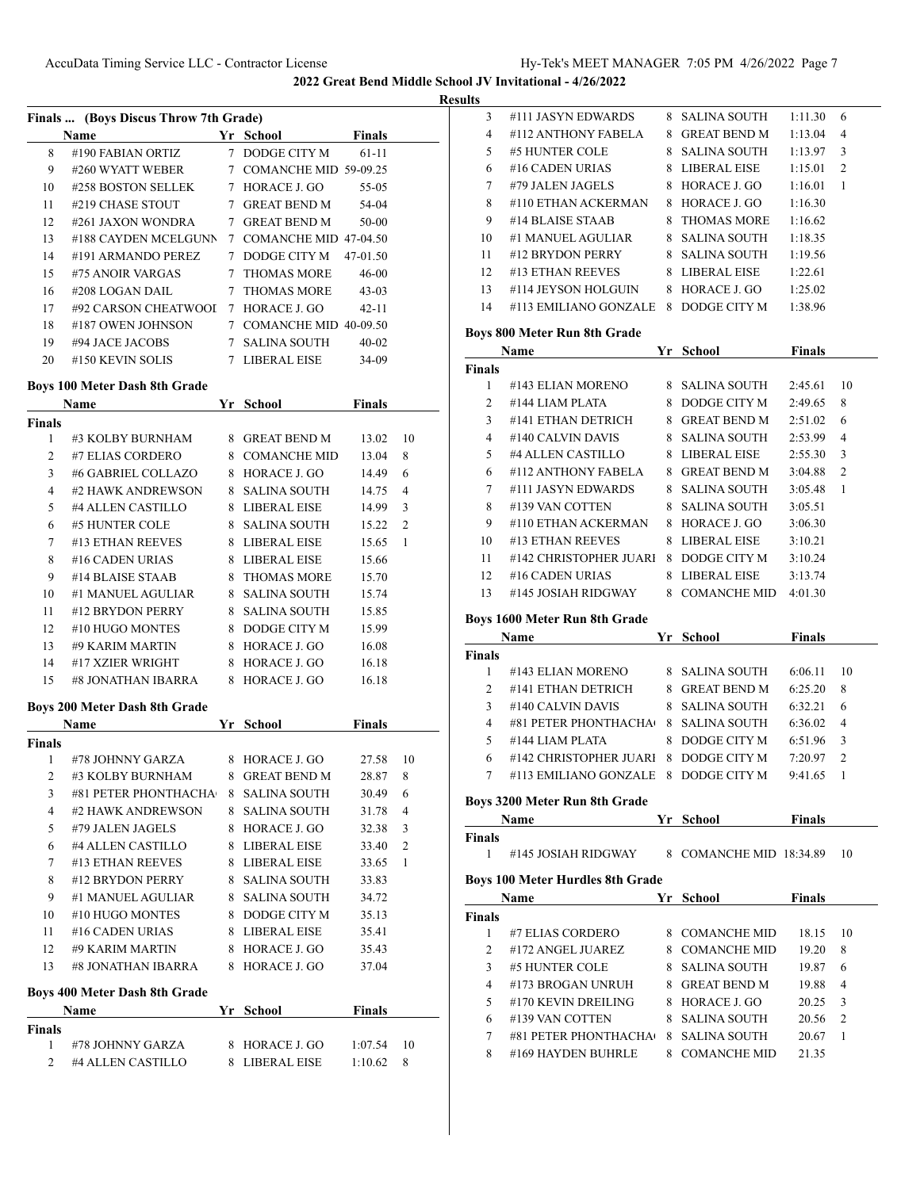# 2022 Great Bend Middle School JV Invitational - 4/26/2022

## Results

### Finals ... (Boys Discus Throw 7th Grade)

| | Name | Yr | School | Finals |
|---|---|---|---|---|
| 8 | #190 FABIAN ORTIZ | 7 | DODGE CITY M | 61-11 |
| 9 | #260 WYATT WEBER | 7 | COMANCHE MID | 59-09.25 |
| 10 | #258 BOSTON SELLEK | 7 | HORACE J. GO | 55-05 |
| 11 | #219 CHASE STOUT | 7 | GREAT BEND M | 54-04 |
| 12 | #261 JAXON WONDRA | 7 | GREAT BEND M | 50-00 |
| 13 | #188 CAYDEN MCELGUNN | 7 | COMANCHE MID | 47-04.50 |
| 14 | #191 ARMANDO PEREZ | 7 | DODGE CITY M | 47-01.50 |
| 15 | #75 ANOIR VARGAS | 7 | THOMAS MORE | 46-00 |
| 16 | #208 LOGAN DAIL | 7 | THOMAS MORE | 43-03 |
| 17 | #92 CARSON CHEATWOOI | 7 | HORACE J. GO | 42-11 |
| 18 | #187 OWEN JOHNSON | 7 | COMANCHE MID | 40-09.50 |
| 19 | #94 JACE JACOBS | 7 | SALINA SOUTH | 40-02 |
| 20 | #150 KEVIN SOLIS | 7 | LIBERAL EISE | 34-09 |

### Boys 100 Meter Dash 8th Grade

| | Name | Yr | School | Finals | |
|---|---|---|---|---|---|
| **Finals** | | | | | |
| 1 | #3 KOLBY BURNHAM | 8 | GREAT BEND M | 13.02 | 10 |
| 2 | #7 ELIAS CORDERO | 8 | COMANCHE MID | 13.04 | 8 |
| 3 | #6 GABRIEL COLLAZO | 8 | HORACE J. GO | 14.49 | 6 |
| 4 | #2 HAWK ANDREWSON | 8 | SALINA SOUTH | 14.75 | 4 |
| 5 | #4 ALLEN CASTILLO | 8 | LIBERAL EISE | 14.99 | 3 |
| 6 | #5 HUNTER COLE | 8 | SALINA SOUTH | 15.22 | 2 |
| 7 | #13 ETHAN REEVES | 8 | LIBERAL EISE | 15.65 | 1 |
| 8 | #16 CADEN URIAS | 8 | LIBERAL EISE | 15.66 | |
| 9 | #14 BLAISE STAAB | 8 | THOMAS MORE | 15.70 | |
| 10 | #1 MANUEL AGULIAR | 8 | SALINA SOUTH | 15.74 | |
| 11 | #12 BRYDON PERRY | 8 | SALINA SOUTH | 15.85 | |
| 12 | #10 HUGO MONTES | 8 | DODGE CITY M | 15.99 | |
| 13 | #9 KARIM MARTIN | 8 | HORACE J. GO | 16.08 | |
| 14 | #17 XZIER WRIGHT | 8 | HORACE J. GO | 16.18 | |
| 15 | #8 JONATHAN IBARRA | 8 | HORACE J. GO | 16.18 | |

### Boys 200 Meter Dash 8th Grade

| | Name | Yr | School | Finals | |
|---|---|---|---|---|---|
| **Finals** | | | | | |
| 1 | #78 JOHNNY GARZA | 8 | HORACE J. GO | 27.58 | 10 |
| 2 | #3 KOLBY BURNHAM | 8 | GREAT BEND M | 28.87 | 8 |
| 3 | #81 PETER PHONTHACHA | 8 | SALINA SOUTH | 30.49 | 6 |
| 4 | #2 HAWK ANDREWSON | 8 | SALINA SOUTH | 31.78 | 4 |
| 5 | #79 JALEN JAGELS | 8 | HORACE J. GO | 32.38 | 3 |
| 6 | #4 ALLEN CASTILLO | 8 | LIBERAL EISE | 33.40 | 2 |
| 7 | #13 ETHAN REEVES | 8 | LIBERAL EISE | 33.65 | 1 |
| 8 | #12 BRYDON PERRY | 8 | SALINA SOUTH | 33.83 | |
| 9 | #1 MANUEL AGULIAR | 8 | SALINA SOUTH | 34.72 | |
| 10 | #10 HUGO MONTES | 8 | DODGE CITY M | 35.13 | |
| 11 | #16 CADEN URIAS | 8 | LIBERAL EISE | 35.41 | |
| 12 | #9 KARIM MARTIN | 8 | HORACE J. GO | 35.43 | |
| 13 | #8 JONATHAN IBARRA | 8 | HORACE J. GO | 37.04 | |

### Boys 400 Meter Dash 8th Grade

| | Name | Yr | School | Finals | |
|---|---|---|---|---|---|
| **Finals** | | | | | |
| 1 | #78 JOHNNY GARZA | 8 | HORACE J. GO | 1:07.54 | 10 |
| 2 | #4 ALLEN CASTILLO | 8 | LIBERAL EISE | 1:10.62 | 8 |
| 3 | #111 JASYN EDWARDS | 8 | SALINA SOUTH | 1:11.30 | 6 |
| 4 | #112 ANTHONY FABELA | 8 | GREAT BEND M | 1:13.04 | 4 |
| 5 | #5 HUNTER COLE | 8 | SALINA SOUTH | 1:13.97 | 3 |
| 6 | #16 CADEN URIAS | 8 | LIBERAL EISE | 1:15.01 | 2 |
| 7 | #79 JALEN JAGELS | 8 | HORACE J. GO | 1:16.01 | 1 |
| 8 | #110 ETHAN ACKERMAN | 8 | HORACE J. GO | 1:16.30 | |
| 9 | #14 BLAISE STAAB | 8 | THOMAS MORE | 1:16.62 | |
| 10 | #1 MANUEL AGULIAR | 8 | SALINA SOUTH | 1:18.35 | |
| 11 | #12 BRYDON PERRY | 8 | SALINA SOUTH | 1:19.56 | |
| 12 | #13 ETHAN REEVES | 8 | LIBERAL EISE | 1:22.61 | |
| 13 | #114 JEYSON HOLGUIN | 8 | HORACE J. GO | 1:25.02 | |
| 14 | #113 EMILIANO GONZALE | 8 | DODGE CITY M | 1:38.96 | |

### Boys 800 Meter Run 8th Grade

| | Name | Yr | School | Finals | |
|---|---|---|---|---|---|
| **Finals** | | | | | |
| 1 | #143 ELIAN MORENO | 8 | SALINA SOUTH | 2:45.61 | 10 |
| 2 | #144 LIAM PLATA | 8 | DODGE CITY M | 2:49.65 | 8 |
| 3 | #141 ETHAN DETRICH | 8 | GREAT BEND M | 2:51.02 | 6 |
| 4 | #140 CALVIN DAVIS | 8 | SALINA SOUTH | 2:53.99 | 4 |
| 5 | #4 ALLEN CASTILLO | 8 | LIBERAL EISE | 2:55.30 | 3 |
| 6 | #112 ANTHONY FABELA | 8 | GREAT BEND M | 3:04.88 | 2 |
| 7 | #111 JASYN EDWARDS | 8 | SALINA SOUTH | 3:05.48 | 1 |
| 8 | #139 VAN COTTEN | 8 | SALINA SOUTH | 3:05.51 | |
| 9 | #110 ETHAN ACKERMAN | 8 | HORACE J. GO | 3:06.30 | |
| 10 | #13 ETHAN REEVES | 8 | LIBERAL EISE | 3:10.21 | |
| 11 | #142 CHRISTOPHER JUARI | 8 | DODGE CITY M | 3:10.24 | |
| 12 | #16 CADEN URIAS | 8 | LIBERAL EISE | 3:13.74 | |
| 13 | #145 JOSIAH RIDGWAY | 8 | COMANCHE MID | 4:01.30 | |

### Boys 1600 Meter Run 8th Grade

| | Name | Yr | School | Finals | |
|---|---|---|---|---|---|
| **Finals** | | | | | |
| 1 | #143 ELIAN MORENO | 8 | SALINA SOUTH | 6:06.11 | 10 |
| 2 | #141 ETHAN DETRICH | 8 | GREAT BEND M | 6:25.20 | 8 |
| 3 | #140 CALVIN DAVIS | 8 | SALINA SOUTH | 6:32.21 | 6 |
| 4 | #81 PETER PHONTHACHA | 8 | SALINA SOUTH | 6:36.02 | 4 |
| 5 | #144 LIAM PLATA | 8 | DODGE CITY M | 6:51.96 | 3 |
| 6 | #142 CHRISTOPHER JUARI | 8 | DODGE CITY M | 7:20.97 | 2 |
| 7 | #113 EMILIANO GONZALE | 8 | DODGE CITY M | 9:41.65 | 1 |

### Boys 3200 Meter Run 8th Grade

| | Name | Yr | School | Finals | |
|---|---|---|---|---|---|
| **Finals** | | | | | |
| 1 | #145 JOSIAH RIDGWAY | 8 | COMANCHE MID | 18:34.89 | 10 |

### Boys 100 Meter Hurdles 8th Grade

| | Name | Yr | School | Finals | |
|---|---|---|---|---|---|
| **Finals** | | | | | |
| 1 | #7 ELIAS CORDERO | 8 | COMANCHE MID | 18.15 | 10 |
| 2 | #172 ANGEL JUAREZ | 8 | COMANCHE MID | 19.20 | 8 |
| 3 | #5 HUNTER COLE | 8 | SALINA SOUTH | 19.87 | 6 |
| 4 | #173 BROGAN UNRUH | 8 | GREAT BEND M | 19.88 | 4 |
| 5 | #170 KEVIN DREILING | 8 | HORACE J. GO | 20.25 | 3 |
| 6 | #139 VAN COTTEN | 8 | SALINA SOUTH | 20.56 | 2 |
| 7 | #81 PETER PHONTHACHA | 8 | SALINA SOUTH | 20.67 | 1 |
| 8 | #169 HAYDEN BUHRLE | 8 | COMANCHE MID | 21.35 | |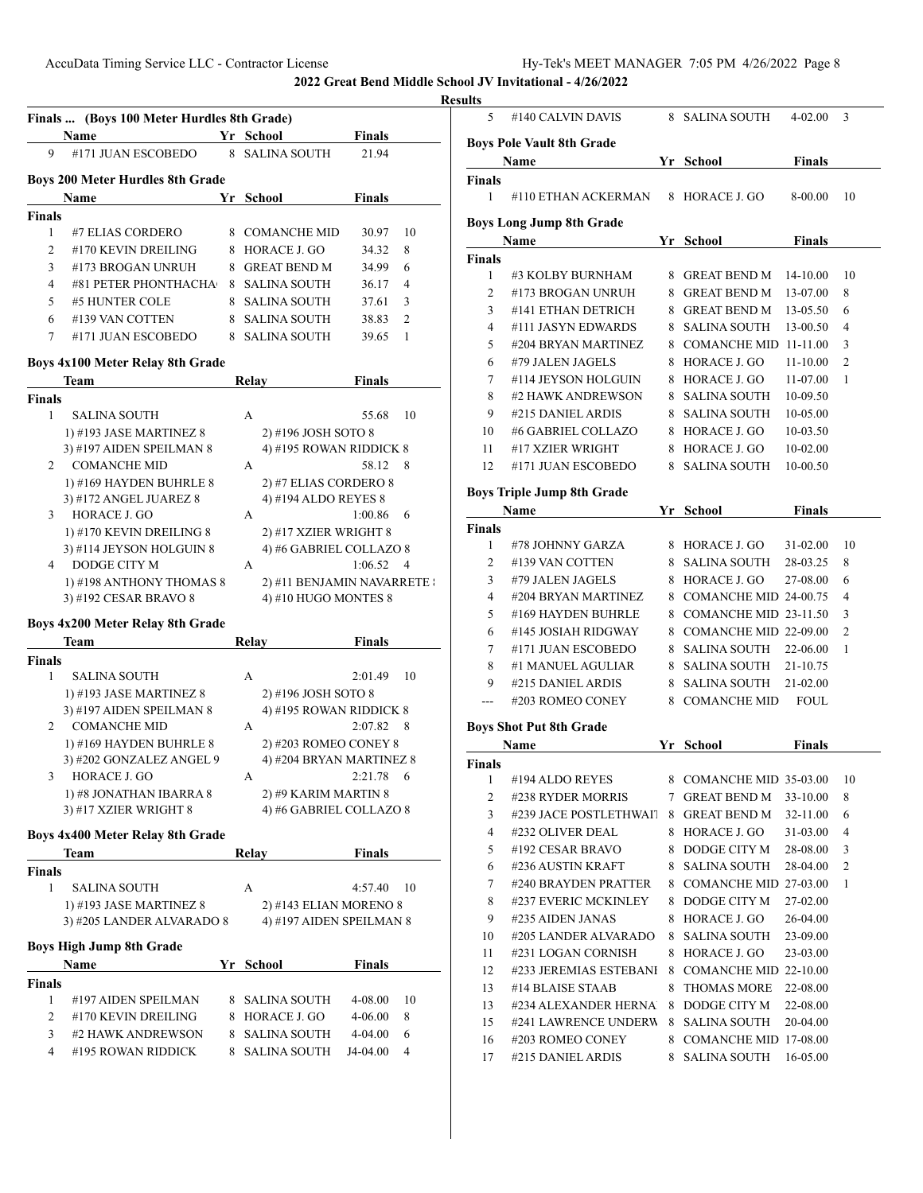## 2022 Great Bend Middle School JV Invitational - 4/26/2022

### Results

**Finals ... (Boys 100 Meter Hurdles 8th Grade)**

| | Name | Yr | School | Finals | |
|---|---|---|---|---|---|
| 9 | #171 JUAN ESCOBEDO | 8 | SALINA SOUTH | 21.94 | |

**Boys 200 Meter Hurdles 8th Grade**

| | Name | Yr | School | Finals | |
|---|---|---|---|---|---|
| **Finals** | | | | | |
| 1 | #7 ELIAS CORDERO | 8 | COMANCHE MID | 30.97 | 10 |
| 2 | #170 KEVIN DREILING | 8 | HORACE J. GO | 34.32 | 8 |
| 3 | #173 BROGAN UNRUH | 8 | GREAT BEND M | 34.99 | 6 |
| 4 | #81 PETER PHONTHACHA | 8 | SALINA SOUTH | 36.17 | 4 |
| 5 | #5 HUNTER COLE | 8 | SALINA SOUTH | 37.61 | 3 |
| 6 | #139 VAN COTTEN | 8 | SALINA SOUTH | 38.83 | 2 |
| 7 | #171 JUAN ESCOBEDO | 8 | SALINA SOUTH | 39.65 | 1 |

**Boys 4x100 Meter Relay 8th Grade**

| | Team | Relay | Finals | |
|---|---|---|---|---|
| **Finals** | | | | |
| 1 | SALINA SOUTH | A | 55.68 | 10 |
| | 1) #193 JASE MARTINEZ 8 | 2) #196 JOSH SOTO 8 | | |
| | 3) #197 AIDEN SPEILMAN 8 | 4) #195 ROWAN RIDDICK 8 | | |
| 2 | COMANCHE MID | A | 58.12 | 8 |
| | 1) #169 HAYDEN BUHRLE 8 | 2) #7 ELIAS CORDERO 8 | | |
| | 3) #172 ANGEL JUAREZ 8 | 4) #194 ALDO REYES 8 | | |
| 3 | HORACE J. GO | A | 1:00.86 | 6 |
| | 1) #170 KEVIN DREILING 8 | 2) #17 XZIER WRIGHT 8 | | |
| | 3) #114 JEYSON HOLGUIN 8 | 4) #6 GABRIEL COLLAZO 8 | | |
| 4 | DODGE CITY M | A | 1:06.52 | 4 |
| | 1) #198 ANTHONY THOMAS 8 | 2) #11 BENJAMIN NAVARRETE | | |
| | 3) #192 CESAR BRAVO 8 | 4) #10 HUGO MONTES 8 | | |

**Boys 4x200 Meter Relay 8th Grade**

| | Team | Relay | Finals | |
|---|---|---|---|---|
| **Finals** | | | | |
| 1 | SALINA SOUTH | A | 2:01.49 | 10 |
| | 1) #193 JASE MARTINEZ 8 | 2) #196 JOSH SOTO 8 | | |
| | 3) #197 AIDEN SPEILMAN 8 | 4) #195 ROWAN RIDDICK 8 | | |
| 2 | COMANCHE MID | A | 2:07.82 | 8 |
| | 1) #169 HAYDEN BUHRLE 8 | 2) #203 ROMEO CONEY 8 | | |
| | 3) #202 GONZALEZ ANGEL 9 | 4) #204 BRYAN MARTINEZ 8 | | |
| 3 | HORACE J. GO | A | 2:21.78 | 6 |
| | 1) #8 JONATHAN IBARRA 8 | 2) #9 KARIM MARTIN 8 | | |
| | 3) #17 XZIER WRIGHT 8 | 4) #6 GABRIEL COLLAZO 8 | | |

**Boys 4x400 Meter Relay 8th Grade**

| | Team | Relay | Finals | |
|---|---|---|---|---|
| **Finals** | | | | |
| 1 | SALINA SOUTH | A | 4:57.40 | 10 |
| | 1) #193 JASE MARTINEZ 8 | 2) #143 ELIAN MORENO 8 | | |
| | 3) #205 LANDER ALVARADO 8 | 4) #197 AIDEN SPEILMAN 8 | | |

**Boys High Jump 8th Grade**

| | Name | Yr | School | Finals | |
|---|---|---|---|---|---|
| **Finals** | | | | | |
| 1 | #197 AIDEN SPEILMAN | 8 | SALINA SOUTH | 4-08.00 | 10 |
| 2 | #170 KEVIN DREILING | 8 | HORACE J. GO | 4-06.00 | 8 |
| 3 | #2 HAWK ANDREWSON | 8 | SALINA SOUTH | 4-04.00 | 6 |
| 4 | #195 ROWAN RIDDICK | 8 | SALINA SOUTH | J4-04.00 | 4 |
| 5 | #140 CALVIN DAVIS | 8 | SALINA SOUTH | 4-02.00 | 3 |

**Boys Pole Vault 8th Grade**

| | Name | Yr | School | Finals | |
|---|---|---|---|---|---|
| **Finals** | | | | | |
| 1 | #110 ETHAN ACKERMAN | 8 | HORACE J. GO | 8-00.00 | 10 |

**Boys Long Jump 8th Grade**

| | Name | Yr | School | Finals | |
|---|---|---|---|---|---|
| **Finals** | | | | | |
| 1 | #3 KOLBY BURNHAM | 8 | GREAT BEND M | 14-10.00 | 10 |
| 2 | #173 BROGAN UNRUH | 8 | GREAT BEND M | 13-07.00 | 8 |
| 3 | #141 ETHAN DETRICH | 8 | GREAT BEND M | 13-05.50 | 6 |
| 4 | #111 JASYN EDWARDS | 8 | SALINA SOUTH | 13-00.50 | 4 |
| 5 | #204 BRYAN MARTINEZ | 8 | COMANCHE MID | 11-11.00 | 3 |
| 6 | #79 JALEN JAGELS | 8 | HORACE J. GO | 11-10.00 | 2 |
| 7 | #114 JEYSON HOLGUIN | 8 | HORACE J. GO | 11-07.00 | 1 |
| 8 | #2 HAWK ANDREWSON | 8 | SALINA SOUTH | 10-09.50 | |
| 9 | #215 DANIEL ARDIS | 8 | SALINA SOUTH | 10-05.00 | |
| 10 | #6 GABRIEL COLLAZO | 8 | HORACE J. GO | 10-03.50 | |
| 11 | #17 XZIER WRIGHT | 8 | HORACE J. GO | 10-02.00 | |
| 12 | #171 JUAN ESCOBEDO | 8 | SALINA SOUTH | 10-00.50 | |

**Boys Triple Jump 8th Grade**

| | Name | Yr | School | Finals | |
|---|---|---|---|---|---|
| **Finals** | | | | | |
| 1 | #78 JOHNNY GARZA | 8 | HORACE J. GO | 31-02.00 | 10 |
| 2 | #139 VAN COTTEN | 8 | SALINA SOUTH | 28-03.25 | 8 |
| 3 | #79 JALEN JAGELS | 8 | HORACE J. GO | 27-08.00 | 6 |
| 4 | #204 BRYAN MARTINEZ | 8 | COMANCHE MID | 24-00.75 | 4 |
| 5 | #169 HAYDEN BUHRLE | 8 | COMANCHE MID | 23-11.50 | 3 |
| 6 | #145 JOSIAH RIDGWAY | 8 | COMANCHE MID | 22-09.00 | 2 |
| 7 | #171 JUAN ESCOBEDO | 8 | SALINA SOUTH | 22-06.00 | 1 |
| 8 | #1 MANUEL AGULIAR | 8 | SALINA SOUTH | 21-10.75 | |
| 9 | #215 DANIEL ARDIS | 8 | SALINA SOUTH | 21-02.00 | |
| --- | #203 ROMEO CONEY | 8 | COMANCHE MID | FOUL | |

**Boys Shot Put 8th Grade**

| | Name | Yr | School | Finals | |
|---|---|---|---|---|---|
| **Finals** | | | | | |
| 1 | #194 ALDO REYES | 8 | COMANCHE MID | 35-03.00 | 10 |
| 2 | #238 RYDER MORRIS | 7 | GREAT BEND M | 33-10.00 | 8 |
| 3 | #239 JACE POSTLETHWAIT | 8 | GREAT BEND M | 32-11.00 | 6 |
| 4 | #232 OLIVER DEAL | 8 | HORACE J. GO | 31-03.00 | 4 |
| 5 | #192 CESAR BRAVO | 8 | DODGE CITY M | 28-08.00 | 3 |
| 6 | #236 AUSTIN KRAFT | 8 | SALINA SOUTH | 28-04.00 | 2 |
| 7 | #240 BRAYDEN PRATTER | 8 | COMANCHE MID | 27-03.00 | 1 |
| 8 | #237 EVERIC MCKINLEY | 8 | DODGE CITY M | 27-02.00 | |
| 9 | #235 AIDEN JANAS | 8 | HORACE J. GO | 26-04.00 | |
| 10 | #205 LANDER ALVARADO | 8 | SALINA SOUTH | 23-09.00 | |
| 11 | #231 LOGAN CORNISH | 8 | HORACE J. GO | 23-03.00 | |
| 12 | #233 JEREMIAS ESTEBANI | 8 | COMANCHE MID | 22-10.00 | |
| 13 | #14 BLAISE STAAB | 8 | THOMAS MORE | 22-08.00 | |
| 13 | #234 ALEXANDER HERNA | 8 | DODGE CITY M | 22-08.00 | |
| 15 | #241 LAWRENCE UNDERW | 8 | SALINA SOUTH | 20-04.00 | |
| 16 | #203 ROMEO CONEY | 8 | COMANCHE MID | 17-08.00 | |
| 17 | #215 DANIEL ARDIS | 8 | SALINA SOUTH | 16-05.00 | |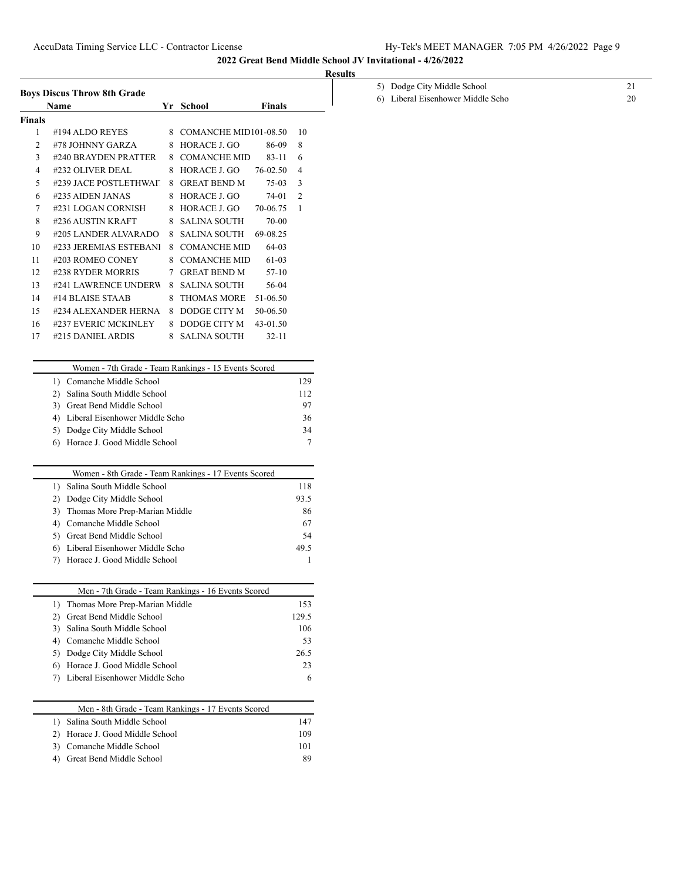## 2022 Great Bend Middle School JV Invitational - 4/26/2022

### Results

### Boys Discus Throw 8th Grade

| | Name | Yr | School | Finals | |
|---|---|---|---|---|---|
| **Finals** | | | | | |
| 1 | #194 ALDO REYES | 8 | COMANCHE MID | 101-08.50 | 10 |
| 2 | #78 JOHNNY GARZA | 8 | HORACE J. GO | 86-09 | 8 |
| 3 | #240 BRAYDEN PRATTER | 8 | COMANCHE MID | 83-11 | 6 |
| 4 | #232 OLIVER DEAL | 8 | HORACE J. GO | 76-02.50 | 4 |
| 5 | #239 JACE POSTLETHWAIT | 8 | GREAT BEND M | 75-03 | 3 |
| 6 | #235 AIDEN JANAS | 8 | HORACE J. GO | 74-01 | 2 |
| 7 | #231 LOGAN CORNISH | 8 | HORACE J. GO | 70-06.75 | 1 |
| 8 | #236 AUSTIN KRAFT | 8 | SALINA SOUTH | 70-00 | |
| 9 | #205 LANDER ALVARADO | 8 | SALINA SOUTH | 69-08.25 | |
| 10 | #233 JEREMIAS ESTEBANI | 8 | COMANCHE MID | 64-03 | |
| 11 | #203 ROMEO CONEY | 8 | COMANCHE MID | 61-03 | |
| 12 | #238 RYDER MORRIS | 7 | GREAT BEND M | 57-10 | |
| 13 | #241 LAWRENCE UNDERW | 8 | SALINA SOUTH | 56-04 | |
| 14 | #14 BLAISE STAAB | 8 | THOMAS MORE | 51-06.50 | |
| 15 | #234 ALEXANDER HERNA | 8 | DODGE CITY M | 50-06.50 | |
| 16 | #237 EVERIC MCKINLEY | 8 | DODGE CITY M | 43-01.50 | |
| 17 | #215 DANIEL ARDIS | 8 | SALINA SOUTH | 32-11 | |

#### Women - 7th Grade - Team Rankings - 15 Events Scored

| | | |
|---|---|---|
| 1) | Comanche Middle School | 129 |
| 2) | Salina South Middle School | 112 |
| 3) | Great Bend Middle School | 97 |
| 4) | Liberal Eisenhower Middle Scho | 36 |
| 5) | Dodge City Middle School | 34 |
| 6) | Horace J. Good Middle School | 7 |

#### Women - 8th Grade - Team Rankings - 17 Events Scored

| | | |
|---|---|---|
| 1) | Salina South Middle School | 118 |
| 2) | Dodge City Middle School | 93.5 |
| 3) | Thomas More Prep-Marian Middle | 86 |
| 4) | Comanche Middle School | 67 |
| 5) | Great Bend Middle School | 54 |
| 6) | Liberal Eisenhower Middle Scho | 49.5 |
| 7) | Horace J. Good Middle School | 1 |

#### Men - 7th Grade - Team Rankings - 16 Events Scored

| | | |
|---|---|---|
| 1) | Thomas More Prep-Marian Middle | 153 |
| 2) | Great Bend Middle School | 129.5 |
| 3) | Salina South Middle School | 106 |
| 4) | Comanche Middle School | 53 |
| 5) | Dodge City Middle School | 26.5 |
| 6) | Horace J. Good Middle School | 23 |
| 7) | Liberal Eisenhower Middle Scho | 6 |

#### Men - 8th Grade - Team Rankings - 17 Events Scored

| | | |
|---|---|---|
| 1) | Salina South Middle School | 147 |
| 2) | Horace J. Good Middle School | 109 |
| 3) | Comanche Middle School | 101 |
| 4) | Great Bend Middle School | 89 |
| 5) | Dodge City Middle School | 21 |
| 6) | Liberal Eisenhower Middle Scho | 20 |